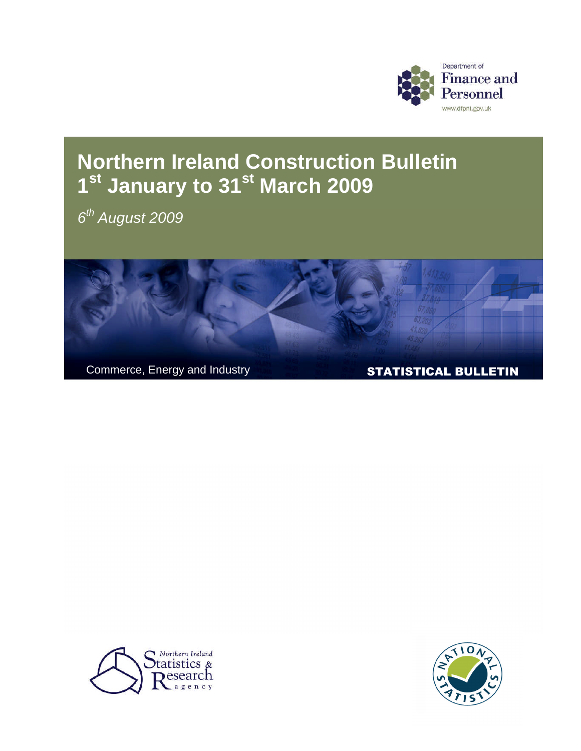Department of
Finance and Personnel
www.dfpni.gov.uk

# Northern Ireland Construction Bulletin 1st January to 31st March 2009

*6th August 2009*

Commerce, Energy and Industry

**STATISTICAL BULLETIN**

Northern Ireland Statistics & Research agency

NATIONAL STATISTICS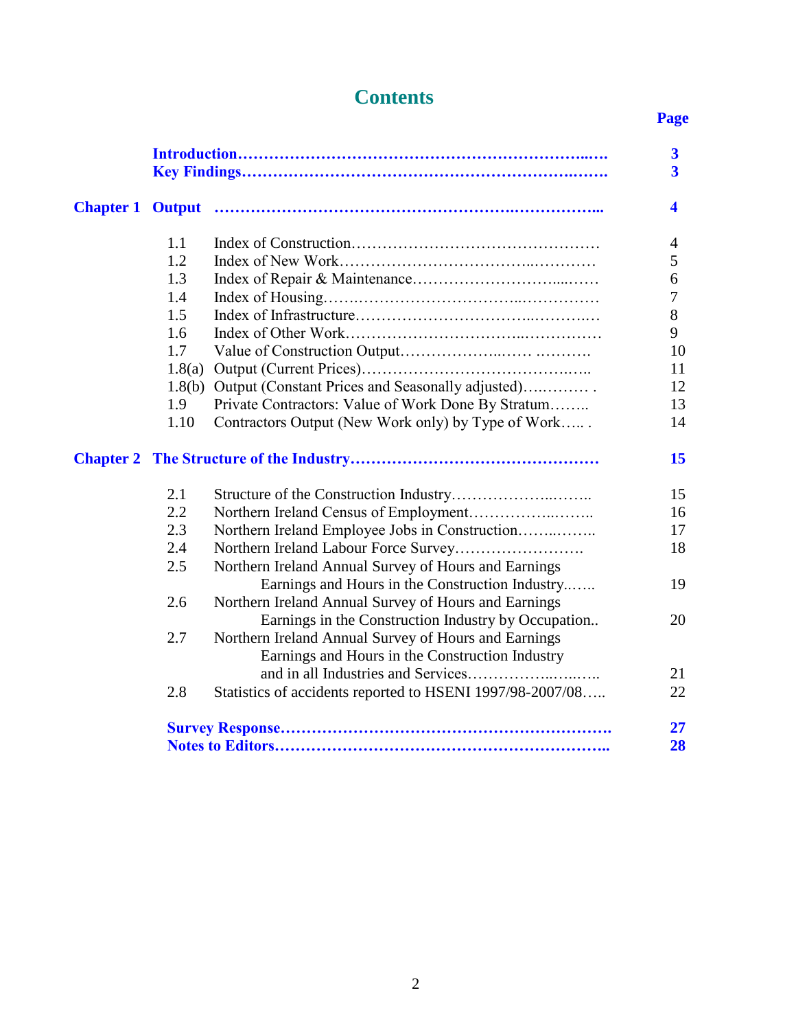# Contents

| | | | Page |
|---|---|---|---|
| | **Introduction** | | **3** |
| | **Key Findings** | | **3** |
| **Chapter 1** | **Output** | | **4** |
| | 1.1 | Index of Construction | 4 |
| | 1.2 | Index of New Work | 5 |
| | 1.3 | Index of Repair & Maintenance | 6 |
| | 1.4 | Index of Housing | 7 |
| | 1.5 | Index of Infrastructure | 8 |
| | 1.6 | Index of Other Work | 9 |
| | 1.7 | Value of Construction Output | 10 |
| | 1.8(a) | Output (Current Prices) | 11 |
| | 1.8(b) | Output (Constant Prices and Seasonally adjusted) | 12 |
| | 1.9 | Private Contractors: Value of Work Done By Stratum | 13 |
| | 1.10 | Contractors Output (New Work only) by Type of Work | 14 |
| **Chapter 2** | **The Structure of the Industry** | | **15** |
| | 2.1 | Structure of the Construction Industry | 15 |
| | 2.2 | Northern Ireland Census of Employment | 16 |
| | 2.3 | Northern Ireland Employee Jobs in Construction | 17 |
| | 2.4 | Northern Ireland Labour Force Survey | 18 |
| | 2.5 | Northern Ireland Annual Survey of Hours and Earnings Earnings and Hours in the Construction Industry | 19 |
| | 2.6 | Northern Ireland Annual Survey of Hours and Earnings Earnings in the Construction Industry by Occupation | 20 |
| | 2.7 | Northern Ireland Annual Survey of Hours and Earnings Earnings and Hours in the Construction Industry and in all Industries and Services | 21 |
| | 2.8 | Statistics of accidents reported to HSENI 1997/98-2007/08 | 22 |
| | **Survey Response** | | **27** |
| | **Notes to Editors** | | **28** |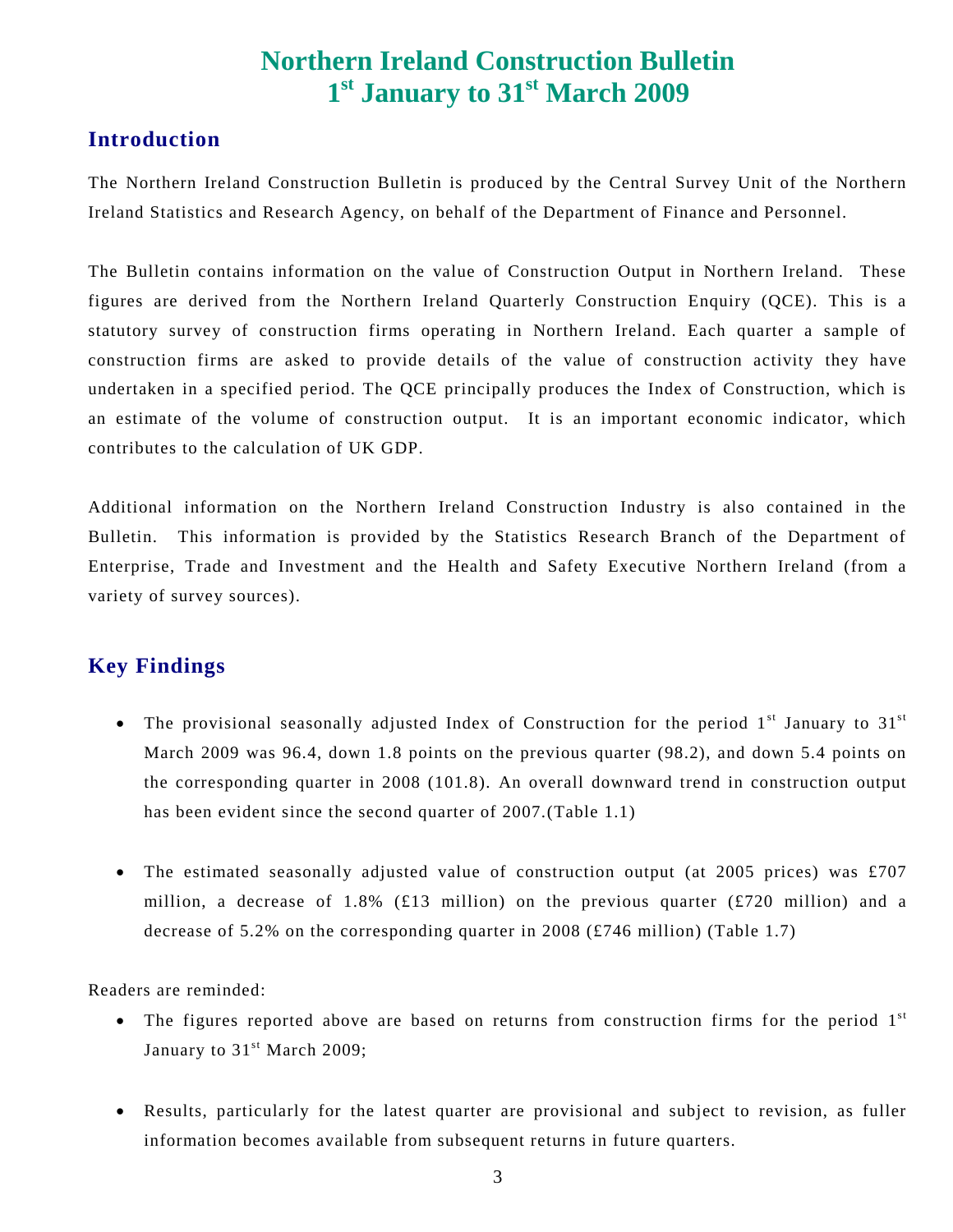# Northern Ireland Construction Bulletin
# 1st January to 31st March 2009

## Introduction

The Northern Ireland Construction Bulletin is produced by the Central Survey Unit of the Northern Ireland Statistics and Research Agency, on behalf of the Department of Finance and Personnel.

The Bulletin contains information on the value of Construction Output in Northern Ireland. These figures are derived from the Northern Ireland Quarterly Construction Enquiry (QCE). This is a statutory survey of construction firms operating in Northern Ireland. Each quarter a sample of construction firms are asked to provide details of the value of construction activity they have undertaken in a specified period. The QCE principally produces the Index of Construction, which is an estimate of the volume of construction output. It is an important economic indicator, which contributes to the calculation of UK GDP.

Additional information on the Northern Ireland Construction Industry is also contained in the Bulletin. This information is provided by the Statistics Research Branch of the Department of Enterprise, Trade and Investment and the Health and Safety Executive Northern Ireland (from a variety of survey sources).

## Key Findings

- The provisional seasonally adjusted Index of Construction for the period 1st January to 31st March 2009 was 96.4, down 1.8 points on the previous quarter (98.2), and down 5.4 points on the corresponding quarter in 2008 (101.8). An overall downward trend in construction output has been evident since the second quarter of 2007.(Table 1.1)

- The estimated seasonally adjusted value of construction output (at 2005 prices) was £707 million, a decrease of 1.8% (£13 million) on the previous quarter (£720 million) and a decrease of 5.2% on the corresponding quarter in 2008 (£746 million) (Table 1.7)

Readers are reminded:

- The figures reported above are based on returns from construction firms for the period 1st January to 31st March 2009;

- Results, particularly for the latest quarter are provisional and subject to revision, as fuller information becomes available from subsequent returns in future quarters.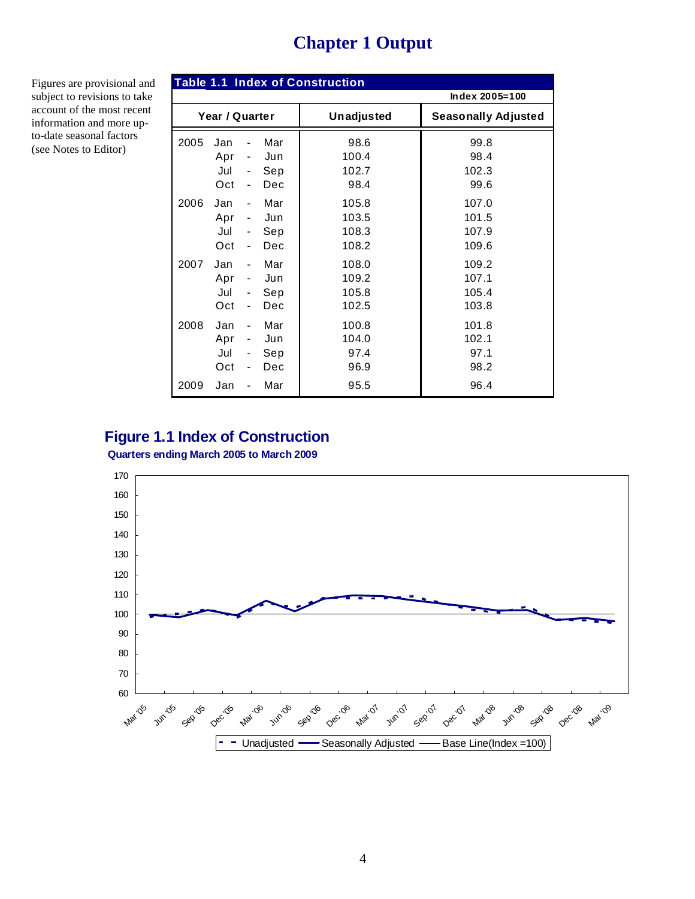# Chapter 1 Output

Figures are provisional and subject to revisions to take account of the most recent information and more up-to-date seasonal factors (see Notes to Editor)

**Table 1.1 Index of Construction**

Index 2005=100

| Year / Quarter | | Unadjusted | Seasonally Adjusted |
|---|---|---|---|
| 2005 | Jan - Mar | 98.6 | 99.8 |
| | Apr - Jun | 100.4 | 98.4 |
| | Jul - Sep | 102.7 | 102.3 |
| | Oct - Dec | 98.4 | 99.6 |
| 2006 | Jan - Mar | 105.8 | 107.0 |
| | Apr - Jun | 103.5 | 101.5 |
| | Jul - Sep | 108.3 | 107.9 |
| | Oct - Dec | 108.2 | 109.6 |
| 2007 | Jan - Mar | 108.0 | 109.2 |
| | Apr - Jun | 109.2 | 107.1 |
| | Jul - Sep | 105.8 | 105.4 |
| | Oct - Dec | 102.5 | 103.8 |
| 2008 | Jan - Mar | 100.8 | 101.8 |
| | Apr - Jun | 104.0 | 102.1 |
| | Jul - Sep | 97.4 | 97.1 |
| | Oct - Dec | 96.9 | 98.2 |
| 2009 | Jan - Mar | 95.5 | 96.4 |

## Figure 1.1 Index of Construction

**Quarters ending March 2005 to March 2009**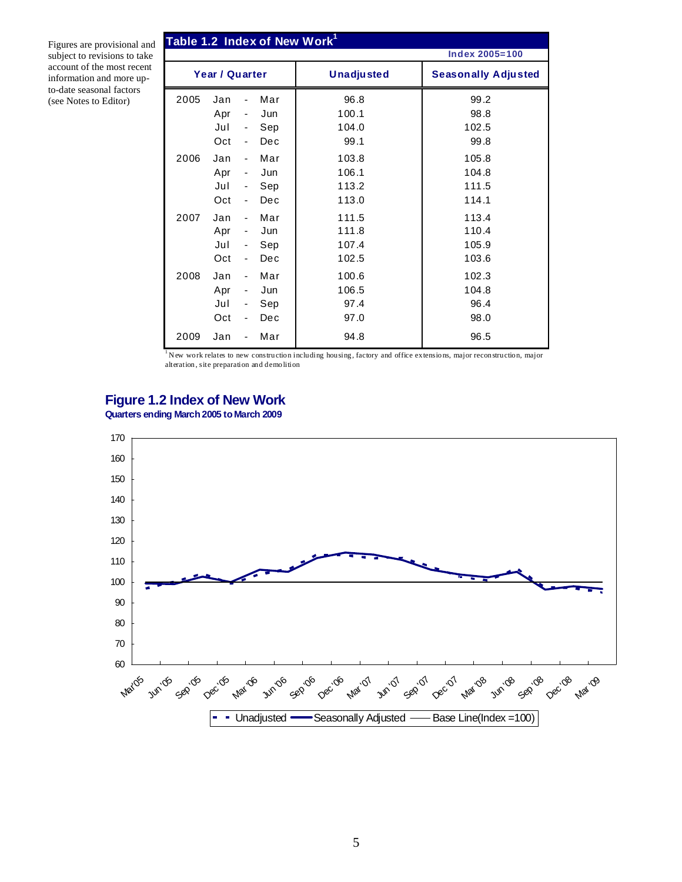Figures are provisional and subject to revisions to take account of the most recent information and more up-to-date seasonal factors (see Notes to Editor)

**Table 1.2 Index of New Work**[1]

Index 2005=100

| Year / Quarter | | Unadjusted | Seasonally Adjusted |
|---|---|---|---|
| 2005 | Jan - Mar | 96.8 | 99.2 |
| | Apr - Jun | 100.1 | 98.8 |
| | Jul - Sep | 104.0 | 102.5 |
| | Oct - Dec | 99.1 | 99.8 |
| 2006 | Jan - Mar | 103.8 | 105.8 |
| | Apr - Jun | 106.1 | 104.8 |
| | Jul - Sep | 113.2 | 111.5 |
| | Oct - Dec | 113.0 | 114.1 |
| 2007 | Jan - Mar | 111.5 | 113.4 |
| | Apr - Jun | 111.8 | 110.4 |
| | Jul - Sep | 107.4 | 105.9 |
| | Oct - Dec | 102.5 | 103.6 |
| 2008 | Jan - Mar | 100.6 | 102.3 |
| | Apr - Jun | 106.5 | 104.8 |
| | Jul - Sep | 97.4 | 96.4 |
| | Oct - Dec | 97.0 | 98.0 |
| 2009 | Jan - Mar | 94.8 | 96.5 |

[1] New work relates to new construction including housing, factory and office extensions, major reconstruction, major alteration, site preparation and demolition

## Figure 1.2 Index of New Work

**Quarters ending March 2005 to March 2009**

Legend: Unadjusted, Seasonally Adjusted, Base Line(Index =100)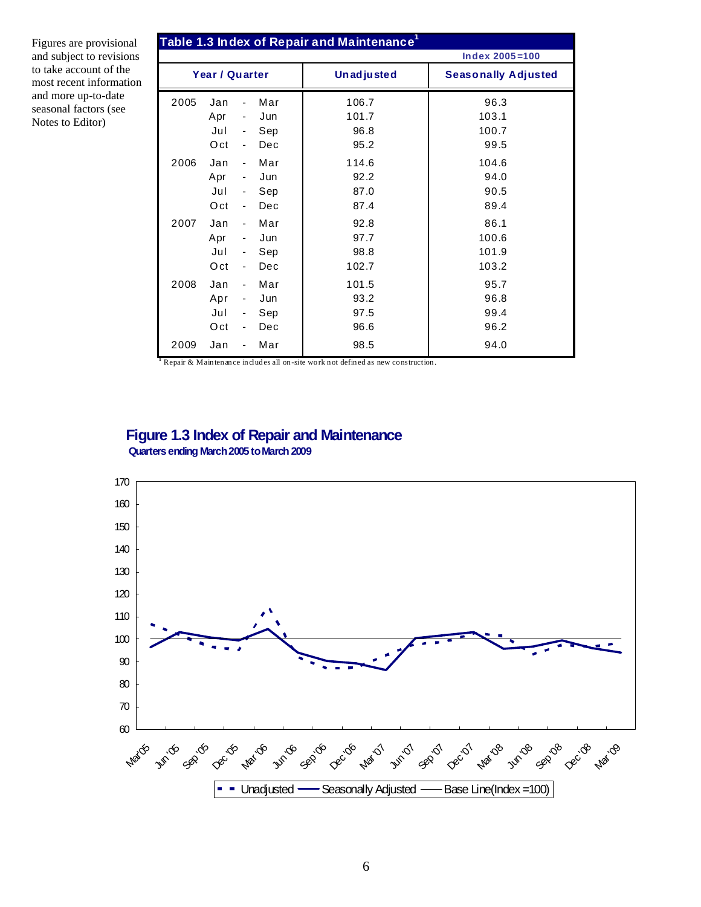Figures are provisional and subject to revisions to take account of the most recent information and more up-to-date seasonal factors (see Notes to Editor)

**Table 1.3 Index of Repair and Maintenance[1]**

Index 2005=100

| Year / Quarter | | Unadjusted | Seasonally Adjusted |
|---|---|---|---|
| 2005 | Jan - Mar | 106.7 | 96.3 |
| | Apr - Jun | 101.7 | 103.1 |
| | Jul - Sep | 96.8 | 100.7 |
| | Oct - Dec | 95.2 | 99.5 |
| 2006 | Jan - Mar | 114.6 | 104.6 |
| | Apr - Jun | 92.2 | 94.0 |
| | Jul - Sep | 87.0 | 90.5 |
| | Oct - Dec | 87.4 | 89.4 |
| 2007 | Jan - Mar | 92.8 | 86.1 |
| | Apr - Jun | 97.7 | 100.6 |
| | Jul - Sep | 98.8 | 101.9 |
| | Oct - Dec | 102.7 | 103.2 |
| 2008 | Jan - Mar | 101.5 | 95.7 |
| | Apr - Jun | 93.2 | 96.8 |
| | Jul - Sep | 97.5 | 99.4 |
| | Oct - Dec | 96.6 | 96.2 |
| 2009 | Jan - Mar | 98.5 | 94.0 |

[1] Repair & Maintenance includes all on-site work not defined as new construction.

## Figure 1.3 Index of Repair and Maintenance

**Quarters ending March 2005 to March 2009**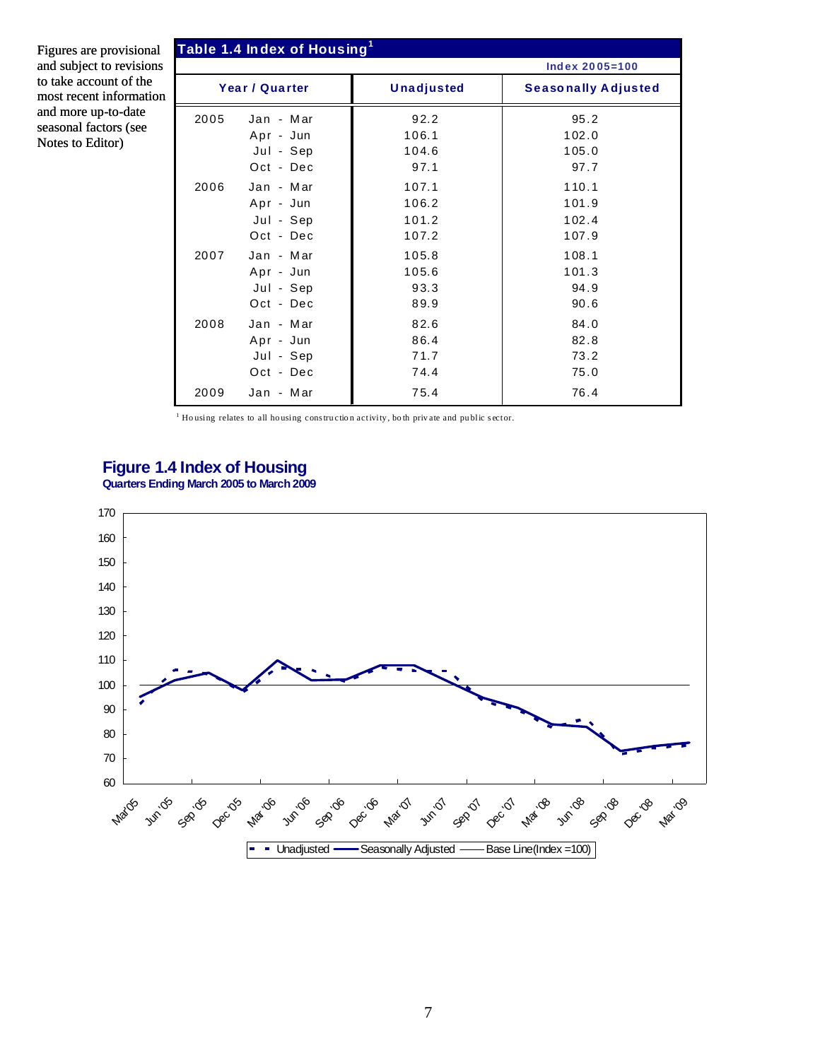Figures are provisional and subject to revisions to take account of the most recent information and more up-to-date seasonal factors (see Notes to Editor)

**Table 1.4 Index of Housing**[1]

Index 2005=100

| Year / Quarter | | Unadjusted | Seasonally Adjusted |
|---|---|---|---|
| 2005 | Jan - Mar | 92.2 | 95.2 |
| | Apr - Jun | 106.1 | 102.0 |
| | Jul - Sep | 104.6 | 105.0 |
| | Oct - Dec | 97.1 | 97.7 |
| 2006 | Jan - Mar | 107.1 | 110.1 |
| | Apr - Jun | 106.2 | 101.9 |
| | Jul - Sep | 101.2 | 102.4 |
| | Oct - Dec | 107.2 | 107.9 |
| 2007 | Jan - Mar | 105.8 | 108.1 |
| | Apr - Jun | 105.6 | 101.3 |
| | Jul - Sep | 93.3 | 94.9 |
| | Oct - Dec | 89.9 | 90.6 |
| 2008 | Jan - Mar | 82.6 | 84.0 |
| | Apr - Jun | 86.4 | 82.8 |
| | Jul - Sep | 71.7 | 73.2 |
| | Oct - Dec | 74.4 | 75.0 |
| 2009 | Jan - Mar | 75.4 | 76.4 |

[1] Housing relates to all housing construction activity, both private and public sector.

## Figure 1.4 Index of Housing

**Quarters Ending March 2005 to March 2009**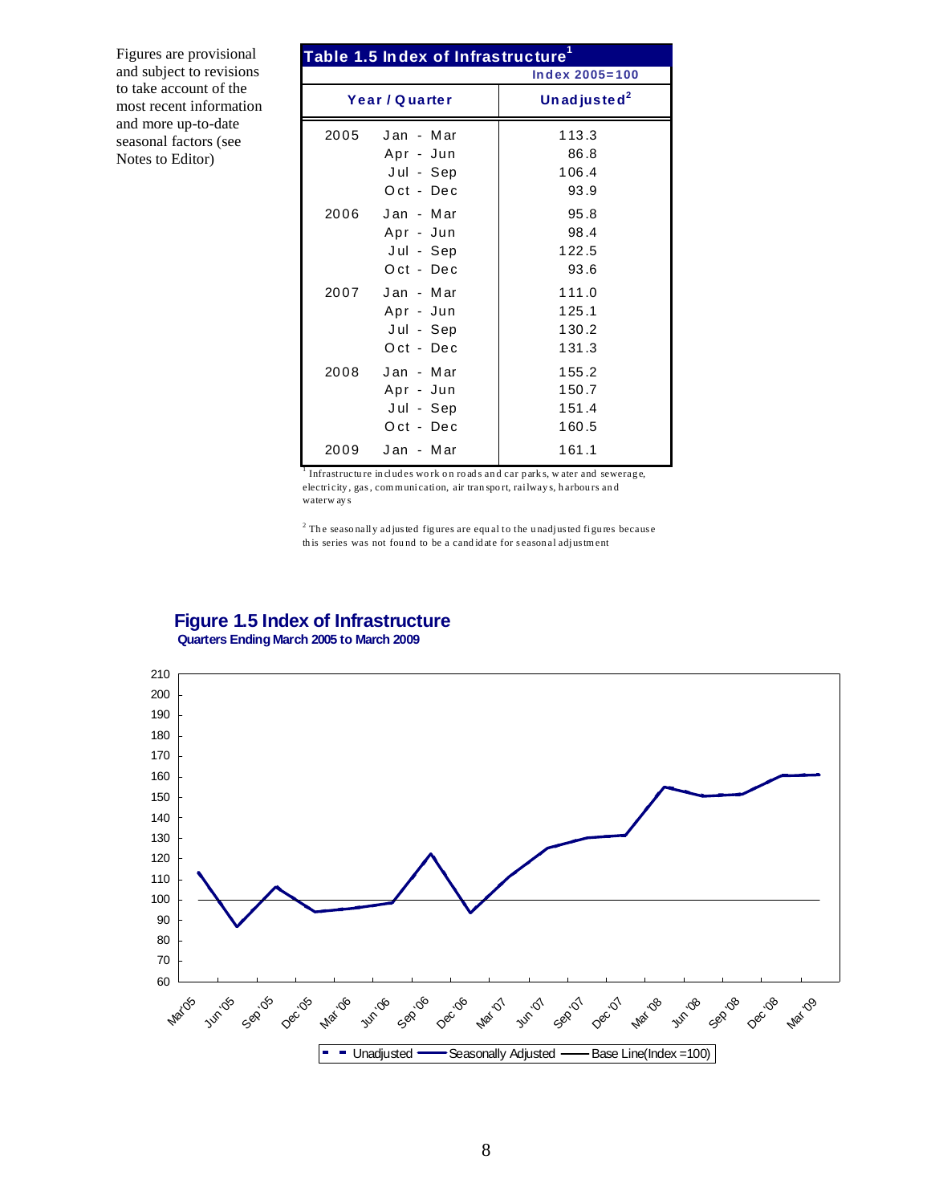Figures are provisional and subject to revisions to take account of the most recent information and more up-to-date seasonal factors (see Notes to Editor)

## Table 1.5 Index of Infrastructure[1]

Index 2005=100

| Year / Quarter | | Unadjusted[2] |
|---|---|---|
| 2005 | Jan - Mar | 113.3 |
| | Apr - Jun | 86.8 |
| | Jul - Sep | 106.4 |
| | Oct - Dec | 93.9 |
| 2006 | Jan - Mar | 95.8 |
| | Apr - Jun | 98.4 |
| | Jul - Sep | 122.5 |
| | Oct - Dec | 93.6 |
| 2007 | Jan - Mar | 111.0 |
| | Apr - Jun | 125.1 |
| | Jul - Sep | 130.2 |
| | Oct - Dec | 131.3 |
| 2008 | Jan - Mar | 155.2 |
| | Apr - Jun | 150.7 |
| | Jul - Sep | 151.4 |
| | Oct - Dec | 160.5 |
| 2009 | Jan - Mar | 161.1 |

[1] Infrastructure includes work on roads and car parks, water and sewerage, electricity, gas, communication, air transport, railways, harbours and waterways

[2] The seasonally adjusted figures are equal to the unadjusted figures because this series was not found to be a candidate for seasonal adjustment

## Figure 1.5 Index of Infrastructure

**Quarters Ending March 2005 to March 2009**

Legend: Unadjusted, Seasonally Adjusted, Base Line(Index =100)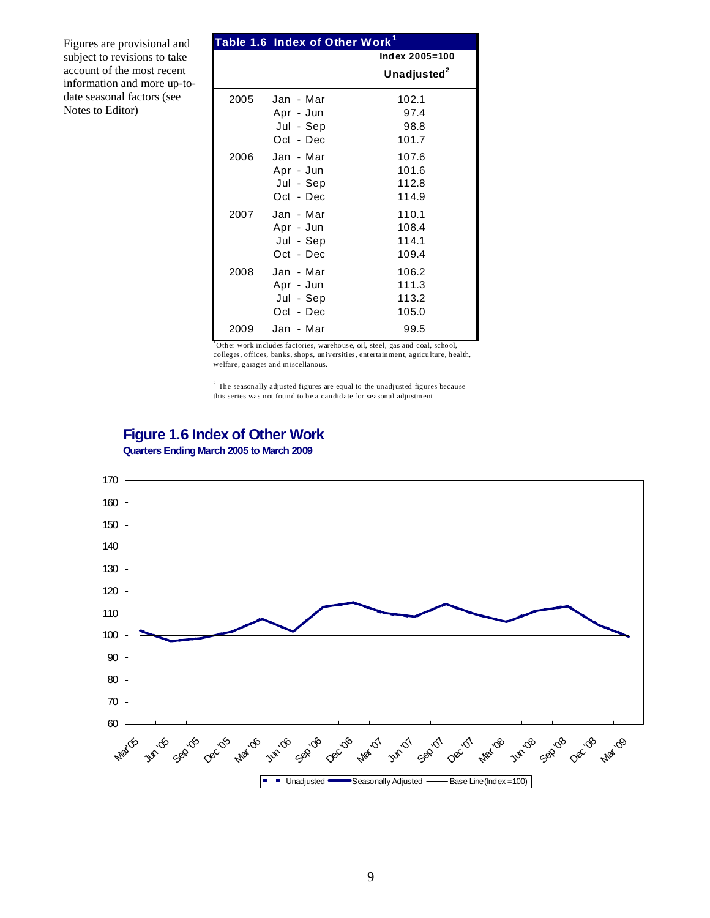Figures are provisional and subject to revisions to take account of the most recent information and more up-to-date seasonal factors (see Notes to Editor)

**Table 1.6 Index of Other Work[1]**

Index 2005=100

| | | Unadjusted[2] |
|---|---|---|
| 2005 | Jan - Mar | 102.1 |
| | Apr - Jun | 97.4 |
| | Jul - Sep | 98.8 |
| | Oct - Dec | 101.7 |
| 2006 | Jan - Mar | 107.6 |
| | Apr - Jun | 101.6 |
| | Jul - Sep | 112.8 |
| | Oct - Dec | 114.9 |
| 2007 | Jan - Mar | 110.1 |
| | Apr - Jun | 108.4 |
| | Jul - Sep | 114.1 |
| | Oct - Dec | 109.4 |
| 2008 | Jan - Mar | 106.2 |
| | Apr - Jun | 111.3 |
| | Jul - Sep | 113.2 |
| | Oct - Dec | 105.0 |
| 2009 | Jan - Mar | 99.5 |

[1] Other work includes factories, warehouse, oil, steel, gas and coal, school, colleges, offices, banks, shops, universities, entertainment, agriculture, health, welfare, garages and miscellanous.

[2] The seasonally adjusted figures are equal to the unadjusted figures because this series was not found to be a candidate for seasonal adjustment

## Figure 1.6 Index of Other Work

**Quarters Ending March 2005 to March 2009**

Legend: Unadjusted, Seasonally Adjusted, Base Line (Index =100)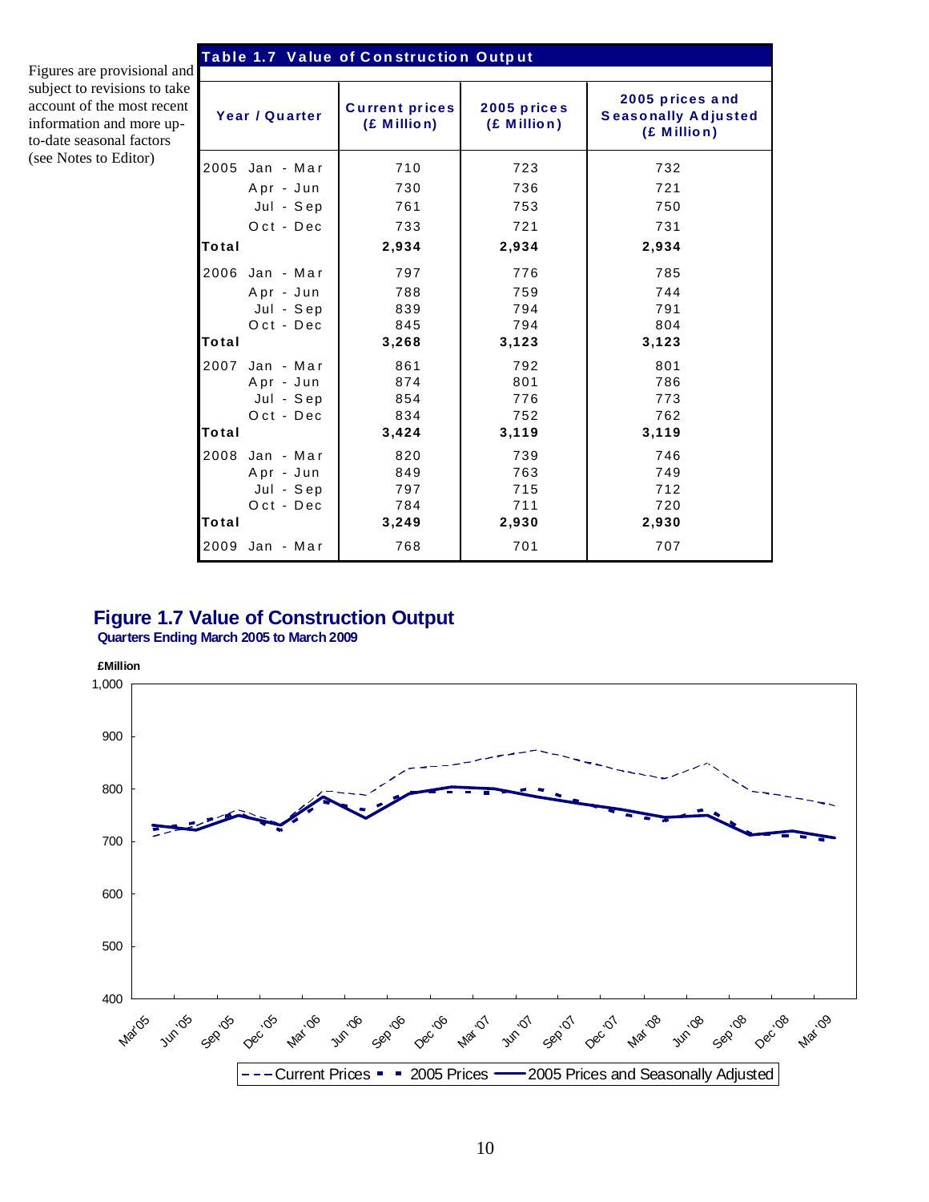Figures are provisional and subject to revisions to take account of the most recent information and more up-to-date seasonal factors (see Notes to Editor)

**Table 1.7 Value of Construction Output**

| Year / Quarter | | Current prices (£ Million) | 2005 prices (£ Million) | 2005 prices and Seasonally Adjusted (£ Million) |
|---|---|---|---|---|
| 2005 | Jan - Mar | 710 | 723 | 732 |
| | Apr - Jun | 730 | 736 | 721 |
| | Jul - Sep | 761 | 753 | 750 |
| | Oct - Dec | 733 | 721 | 731 |
| **Total** | | **2,934** | **2,934** | **2,934** |
| 2006 | Jan - Mar | 797 | 776 | 785 |
| | Apr - Jun | 788 | 759 | 744 |
| | Jul - Sep | 839 | 794 | 791 |
| | Oct - Dec | 845 | 794 | 804 |
| **Total** | | **3,268** | **3,123** | **3,123** |
| 2007 | Jan - Mar | 861 | 792 | 801 |
| | Apr - Jun | 874 | 801 | 786 |
| | Jul - Sep | 854 | 776 | 773 |
| | Oct - Dec | 834 | 752 | 762 |
| **Total** | | **3,424** | **3,119** | **3,119** |
| 2008 | Jan - Mar | 820 | 739 | 746 |
| | Apr - Jun | 849 | 763 | 749 |
| | Jul - Sep | 797 | 715 | 712 |
| | Oct - Dec | 784 | 711 | 720 |
| **Total** | | **3,249** | **2,930** | **2,930** |
| 2009 | Jan - Mar | 768 | 701 | 707 |

## Figure 1.7 Value of Construction Output

**Quarters Ending March 2005 to March 2009**

£Million

Legend: Current Prices; 2005 Prices; 2005 Prices and Seasonally Adjusted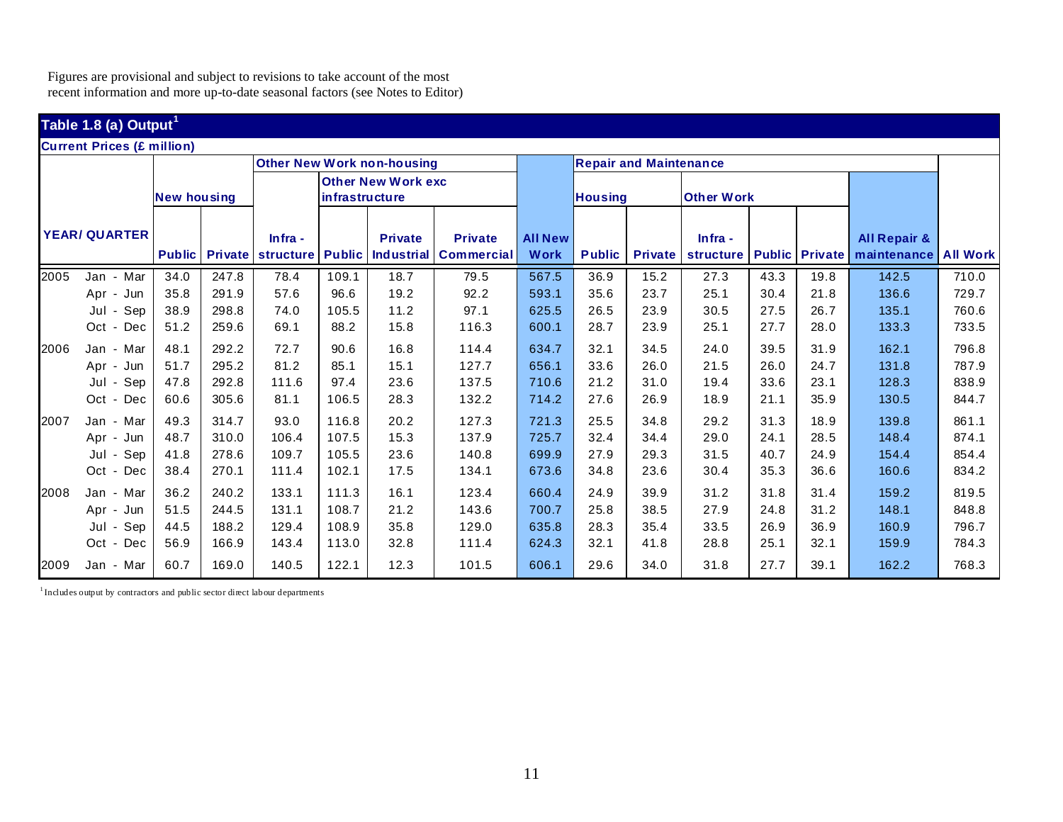Figures are provisional and subject to revisions to take account of the most recent information and more up-to-date seasonal factors (see Notes to Editor)

**Table 1.8 (a) Output[1]**

**Current Prices (£ million)**

| YEAR/ QUARTER | | New housing | | Other New Work non-housing | | | | All New Work | Repair and Maintenance | | | | | All Repair & maintenance | All Work |
|---|---|---|---|---|---|---|---|---|---|---|---|---|---|---|---|
| | | | | | Other New Work exc infrastructure | | | | Housing | | Other Work | | | | |
| | | Public | Private | Infra - structure | Public | Private Industrial | Private Commercial | | Public | Private | Infra - structure | Public | Private | | |
| 2005 | Jan - Mar | 34.0 | 247.8 | 78.4 | 109.1 | 18.7 | 79.5 | 567.5 | 36.9 | 15.2 | 27.3 | 43.3 | 19.8 | 142.5 | 710.0 |
| | Apr - Jun | 35.8 | 291.9 | 57.6 | 96.6 | 19.2 | 92.2 | 593.1 | 35.6 | 23.7 | 25.1 | 30.4 | 21.8 | 136.6 | 729.7 |
| | Jul - Sep | 38.9 | 298.8 | 74.0 | 105.5 | 11.2 | 97.1 | 625.5 | 26.5 | 23.9 | 30.5 | 27.5 | 26.7 | 135.1 | 760.6 |
| | Oct - Dec | 51.2 | 259.6 | 69.1 | 88.2 | 15.8 | 116.3 | 600.1 | 28.7 | 23.9 | 25.1 | 27.7 | 28.0 | 133.3 | 733.5 |
| 2006 | Jan - Mar | 48.1 | 292.2 | 72.7 | 90.6 | 16.8 | 114.4 | 634.7 | 32.1 | 34.5 | 24.0 | 39.5 | 31.9 | 162.1 | 796.8 |
| | Apr - Jun | 51.7 | 295.2 | 81.2 | 85.1 | 15.1 | 127.7 | 656.1 | 33.6 | 26.0 | 21.5 | 26.0 | 24.7 | 131.8 | 787.9 |
| | Jul - Sep | 47.8 | 292.8 | 111.6 | 97.4 | 23.6 | 137.5 | 710.6 | 21.2 | 31.0 | 19.4 | 33.6 | 23.1 | 128.3 | 838.9 |
| | Oct - Dec | 60.6 | 305.6 | 81.1 | 106.5 | 28.3 | 132.2 | 714.2 | 27.6 | 26.9 | 18.9 | 21.1 | 35.9 | 130.5 | 844.7 |
| 2007 | Jan - Mar | 49.3 | 314.7 | 93.0 | 116.8 | 20.2 | 127.3 | 721.3 | 25.5 | 34.8 | 29.2 | 31.3 | 18.9 | 139.8 | 861.1 |
| | Apr - Jun | 48.7 | 310.0 | 106.4 | 107.5 | 15.3 | 137.9 | 725.7 | 32.4 | 34.4 | 29.0 | 24.1 | 28.5 | 148.4 | 874.1 |
| | Jul - Sep | 41.8 | 278.6 | 109.7 | 105.5 | 23.6 | 140.8 | 699.9 | 27.9 | 29.3 | 31.5 | 40.7 | 24.9 | 154.4 | 854.4 |
| | Oct - Dec | 38.4 | 270.1 | 111.4 | 102.1 | 17.5 | 134.1 | 673.6 | 34.8 | 23.6 | 30.4 | 35.3 | 36.6 | 160.6 | 834.2 |
| 2008 | Jan - Mar | 36.2 | 240.2 | 133.1 | 111.3 | 16.1 | 123.4 | 660.4 | 24.9 | 39.9 | 31.2 | 31.8 | 31.4 | 159.2 | 819.5 |
| | Apr - Jun | 51.5 | 244.5 | 131.1 | 108.7 | 21.2 | 143.6 | 700.7 | 25.8 | 38.5 | 27.9 | 24.8 | 31.2 | 148.1 | 848.8 |
| | Jul - Sep | 44.5 | 188.2 | 129.4 | 108.9 | 35.8 | 129.0 | 635.8 | 28.3 | 35.4 | 33.5 | 26.9 | 36.9 | 160.9 | 796.7 |
| | Oct - Dec | 56.9 | 166.9 | 143.4 | 113.0 | 32.8 | 111.4 | 624.3 | 32.1 | 41.8 | 28.8 | 25.1 | 32.1 | 159.9 | 784.3 |
| 2009 | Jan - Mar | 60.7 | 169.0 | 140.5 | 122.1 | 12.3 | 101.5 | 606.1 | 29.6 | 34.0 | 31.8 | 27.7 | 39.1 | 162.2 | 768.3 |

[1] Includes output by contractors and public sector direct labour departments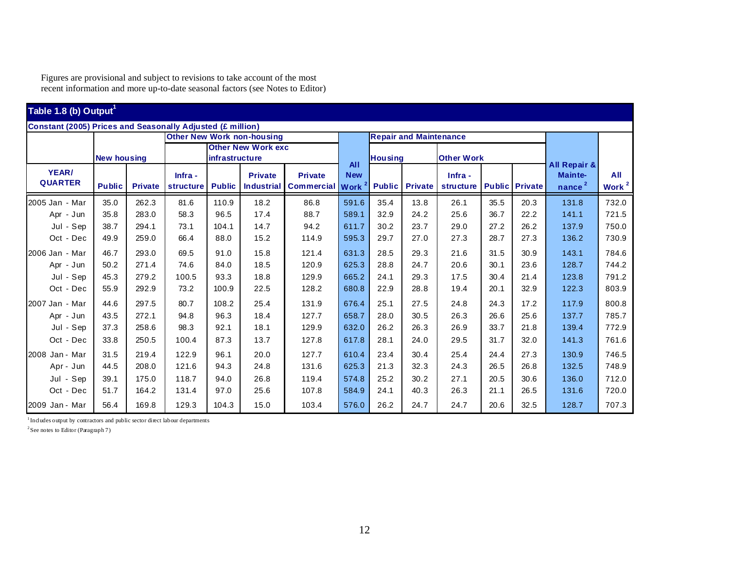Figures are provisional and subject to revisions to take account of the most recent information and more up-to-date seasonal factors (see Notes to Editor)

**Table 1.8 (b) Output[1]**

**Constant (2005) Prices and Seasonally Adjusted (£ million)**

| YEAR/ QUARTER | New housing | | Other New Work non-housing | | | | All New Work [2] | Repair and Maintenance | | | | | All Repair & Mainte-nance [2] | All Work [2] |
|---|---|---|---|---|---|---|---|---|---|---|---|---|---|---|
| | | | | Other New Work exc infrastructure | | | | Housing | | Other Work | | | | |
| | Public | Private | Infra - structure | Public | Private Industrial | Private Commercial | | Public | Private | Infra - structure | Public | Private | | |
| 2005 Jan - Mar | 35.0 | 262.3 | 81.6 | 110.9 | 18.2 | 86.8 | 591.6 | 35.4 | 13.8 | 26.1 | 35.5 | 20.3 | 131.8 | 732.0 |
| Apr - Jun | 35.8 | 283.0 | 58.3 | 96.5 | 17.4 | 88.7 | 589.1 | 32.9 | 24.2 | 25.6 | 36.7 | 22.2 | 141.1 | 721.5 |
| Jul - Sep | 38.7 | 294.1 | 73.1 | 104.1 | 14.7 | 94.2 | 611.7 | 30.2 | 23.7 | 29.0 | 27.2 | 26.2 | 137.9 | 750.0 |
| Oct - Dec | 49.9 | 259.0 | 66.4 | 88.0 | 15.2 | 114.9 | 595.3 | 29.7 | 27.0 | 27.3 | 28.7 | 27.3 | 136.2 | 730.9 |
| 2006 Jan - Mar | 46.7 | 293.0 | 69.5 | 91.0 | 15.8 | 121.4 | 631.3 | 28.5 | 29.3 | 21.6 | 31.5 | 30.9 | 143.1 | 784.6 |
| Apr - Jun | 50.2 | 271.4 | 74.6 | 84.0 | 18.5 | 120.9 | 625.3 | 28.8 | 24.7 | 20.6 | 30.1 | 23.6 | 128.7 | 744.2 |
| Jul - Sep | 45.3 | 279.2 | 100.5 | 93.3 | 18.8 | 129.9 | 665.2 | 24.1 | 29.3 | 17.5 | 30.4 | 21.4 | 123.8 | 791.2 |
| Oct - Dec | 55.9 | 292.9 | 73.2 | 100.9 | 22.5 | 128.2 | 680.8 | 22.9 | 28.8 | 19.4 | 20.1 | 32.9 | 122.3 | 803.9 |
| 2007 Jan - Mar | 44.6 | 297.5 | 80.7 | 108.2 | 25.4 | 131.9 | 676.4 | 25.1 | 27.5 | 24.8 | 24.3 | 17.2 | 117.9 | 800.8 |
| Apr - Jun | 43.5 | 272.1 | 94.8 | 96.3 | 18.4 | 127.7 | 658.7 | 28.0 | 30.5 | 26.3 | 26.6 | 25.6 | 137.7 | 785.7 |
| Jul - Sep | 37.3 | 258.6 | 98.3 | 92.1 | 18.1 | 129.9 | 632.0 | 26.2 | 26.3 | 26.9 | 33.7 | 21.8 | 139.4 | 772.9 |
| Oct - Dec | 33.8 | 250.5 | 100.4 | 87.3 | 13.7 | 127.8 | 617.8 | 28.1 | 24.0 | 29.5 | 31.7 | 32.0 | 141.3 | 761.6 |
| 2008 Jan - Mar | 31.5 | 219.4 | 122.9 | 96.1 | 20.0 | 127.7 | 610.4 | 23.4 | 30.4 | 25.4 | 24.4 | 27.3 | 130.9 | 746.5 |
| Apr - Jun | 44.5 | 208.0 | 121.6 | 94.3 | 24.8 | 131.6 | 625.3 | 21.3 | 32.3 | 24.3 | 26.5 | 26.8 | 132.5 | 748.9 |
| Jul - Sep | 39.1 | 175.0 | 118.7 | 94.0 | 26.8 | 119.4 | 574.8 | 25.2 | 30.2 | 27.1 | 20.5 | 30.6 | 136.0 | 712.0 |
| Oct - Dec | 51.7 | 164.2 | 131.4 | 97.0 | 25.6 | 107.8 | 584.9 | 24.1 | 40.3 | 26.3 | 21.1 | 26.5 | 131.6 | 720.0 |
| 2009 Jan - Mar | 56.4 | 169.8 | 129.3 | 104.3 | 15.0 | 103.4 | 576.0 | 26.2 | 24.7 | 24.7 | 20.6 | 32.5 | 128.7 | 707.3 |

[1] Includes output by contractors and public sector direct labour departments

[2] See notes to Editor (Paragraph 7)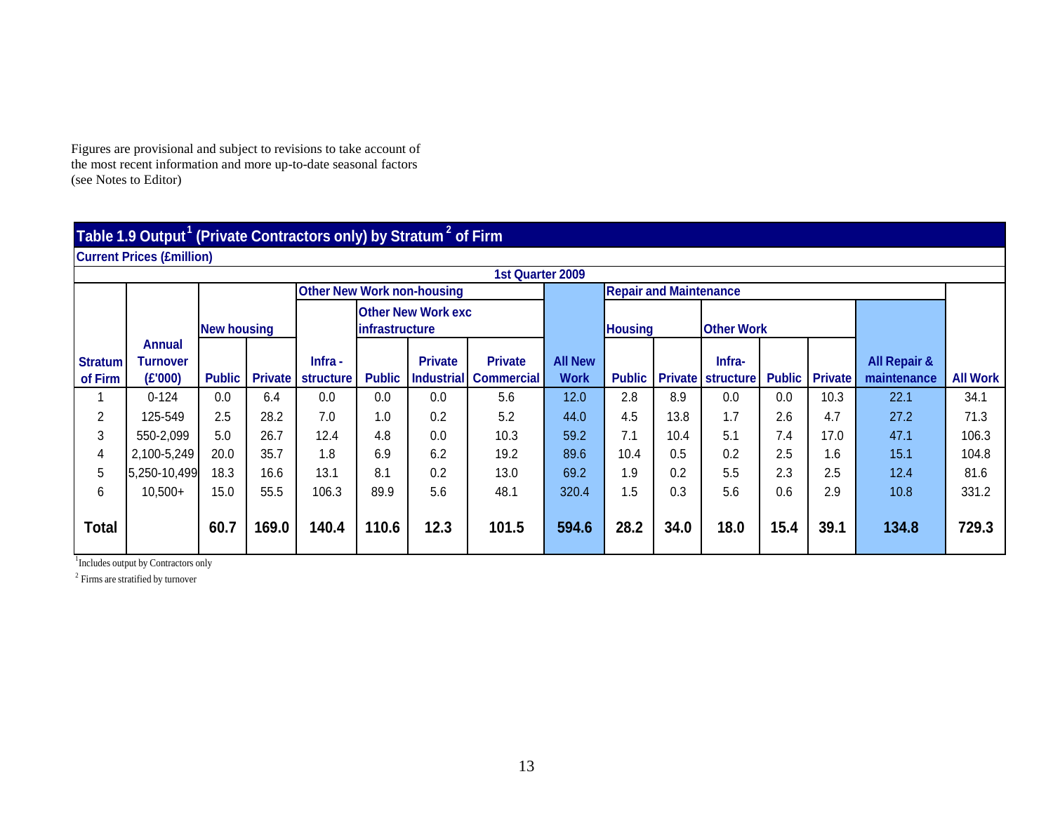Figures are provisional and subject to revisions to take account of the most recent information and more up-to-date seasonal factors (see Notes to Editor)

## Table 1.9 Output[1] (Private Contractors only) by Stratum[2] of Firm

**Current Prices (£million)**

**1st Quarter 2009**

| | | Other New Work non-housing | | | | | | | Repair and Maintenance | | | | | | |
|---|---|---|---|---|---|---|---|---|---|---|---|---|---|---|---|
| | | New housing | | | Other New Work exc infrastructure | | | | Housing | | Other Work | | | | |
| Stratum of Firm | Annual Turnover (£'000) | Public | Private | Infra - structure | Public | Private Industrial | Private Commercial | All New Work | Public | Private | Infra- structure | Public | Private | All Repair & maintenance | All Work |
| 1 | 0-124 | 0.0 | 6.4 | 0.0 | 0.0 | 0.0 | 5.6 | 12.0 | 2.8 | 8.9 | 0.0 | 0.0 | 10.3 | 22.1 | 34.1 |
| 2 | 125-549 | 2.5 | 28.2 | 7.0 | 1.0 | 0.2 | 5.2 | 44.0 | 4.5 | 13.8 | 1.7 | 2.6 | 4.7 | 27.2 | 71.3 |
| 3 | 550-2,099 | 5.0 | 26.7 | 12.4 | 4.8 | 0.0 | 10.3 | 59.2 | 7.1 | 10.4 | 5.1 | 7.4 | 17.0 | 47.1 | 106.3 |
| 4 | 2,100-5,249 | 20.0 | 35.7 | 1.8 | 6.9 | 6.2 | 19.2 | 89.6 | 10.4 | 0.5 | 0.2 | 2.5 | 1.6 | 15.1 | 104.8 |
| 5 | 5,250-10,499 | 18.3 | 16.6 | 13.1 | 8.1 | 0.2 | 13.0 | 69.2 | 1.9 | 0.2 | 5.5 | 2.3 | 2.5 | 12.4 | 81.6 |
| 6 | 10,500+ | 15.0 | 55.5 | 106.3 | 89.9 | 5.6 | 48.1 | 320.4 | 1.5 | 0.3 | 5.6 | 0.6 | 2.9 | 10.8 | 331.2 |
| **Total** | | **60.7** | **169.0** | **140.4** | **110.6** | **12.3** | **101.5** | **594.6** | **28.2** | **34.0** | **18.0** | **15.4** | **39.1** | **134.8** | **729.3** |

[1] Includes output by Contractors only

[2] Firms are stratified by turnover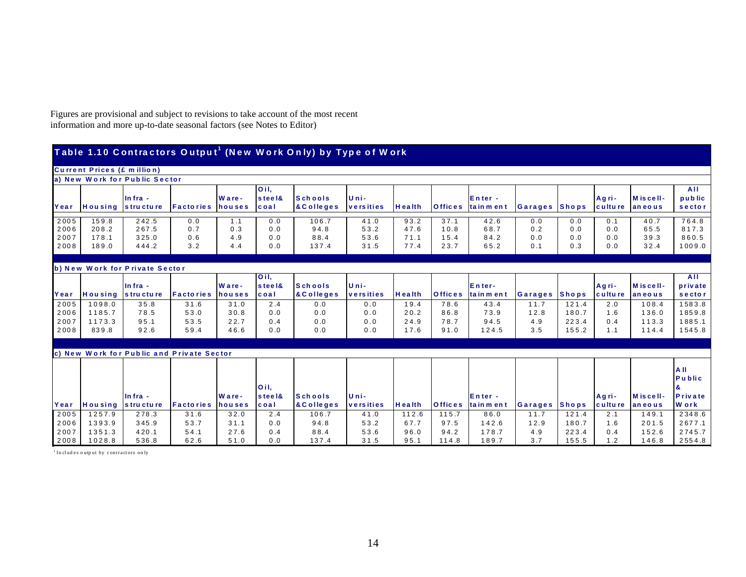Figures are provisional and subject to revisions to take account of the most recent information and more up-to-date seasonal factors (see Notes to Editor)

## Table 1.10 Contractors Output[1] (New Work Only) by Type of Work

**Current Prices (£ million)**

**a) New Work for Public Sector**

| Year | Housing | Infra - structure | Factories | Ware-houses | Oil, steel& coal | Schools &Colleges | Uni-versities | Health | Offices | Enter - tainment | Garages | Shops | Agri-culture | Miscell-aneous | All public sector |
|---|---|---|---|---|---|---|---|---|---|---|---|---|---|---|---|
| 2005 | 159.8 | 242.5 | 0.0 | 1.1 | 0.0 | 106.7 | 41.0 | 93.2 | 37.1 | 42.6 | 0.0 | 0.0 | 0.1 | 40.7 | 764.8 |
| 2006 | 208.2 | 267.5 | 0.7 | 0.3 | 0.0 | 94.8 | 53.2 | 47.6 | 10.8 | 68.7 | 0.2 | 0.0 | 0.0 | 65.5 | 817.3 |
| 2007 | 178.1 | 325.0 | 0.6 | 4.9 | 0.0 | 88.4 | 53.6 | 71.1 | 15.4 | 84.2 | 0.0 | 0.0 | 0.0 | 39.3 | 860.5 |
| 2008 | 189.0 | 444.2 | 3.2 | 4.4 | 0.0 | 137.4 | 31.5 | 77.4 | 23.7 | 65.2 | 0.1 | 0.3 | 0.0 | 32.4 | 1009.0 |

**b) New Work for Private Sector**

| Year | Housing | Infra - structure | Factories | Ware-houses | Oil, steel& coal | Schools &Colleges | Uni-versities | Health | Offices | Enter-tainment | Garages | Shops | Agri-culture | Miscell-aneous | All private sector |
|---|---|---|---|---|---|---|---|---|---|---|---|---|---|---|---|
| 2005 | 1098.0 | 35.8 | 31.6 | 31.0 | 2.4 | 0.0 | 0.0 | 19.4 | 78.6 | 43.4 | 11.7 | 121.4 | 2.0 | 108.4 | 1583.8 |
| 2006 | 1185.7 | 78.5 | 53.0 | 30.8 | 0.0 | 0.0 | 0.0 | 20.2 | 86.8 | 73.9 | 12.8 | 180.7 | 1.6 | 136.0 | 1859.8 |
| 2007 | 1173.3 | 95.1 | 53.5 | 22.7 | 0.4 | 0.0 | 0.0 | 24.9 | 78.7 | 94.5 | 4.9 | 223.4 | 0.4 | 113.3 | 1885.1 |
| 2008 | 839.8 | 92.6 | 59.4 | 46.6 | 0.0 | 0.0 | 0.0 | 17.6 | 91.0 | 124.5 | 3.5 | 155.2 | 1.1 | 114.4 | 1545.8 |

**c) New Work for Public and Private Sector**

| Year | Housing | Infra - structure | Factories | Ware-houses | Oil, steel& coal | Schools &Colleges | Uni-versities | Health | Offices | Enter - tainment | Garages | Shops | Agri-culture | Miscell-aneous | All Public & Private Work |
|---|---|---|---|---|---|---|---|---|---|---|---|---|---|---|---|
| 2005 | 1257.9 | 278.3 | 31.6 | 32.0 | 2.4 | 106.7 | 41.0 | 112.6 | 115.7 | 86.0 | 11.7 | 121.4 | 2.1 | 149.1 | 2348.6 |
| 2006 | 1393.9 | 345.9 | 53.7 | 31.1 | 0.0 | 94.8 | 53.2 | 67.7 | 97.5 | 142.6 | 12.9 | 180.7 | 1.6 | 201.5 | 2677.1 |
| 2007 | 1351.3 | 420.1 | 54.1 | 27.6 | 0.4 | 88.4 | 53.6 | 96.0 | 94.2 | 178.7 | 4.9 | 223.4 | 0.4 | 152.6 | 2745.7 |
| 2008 | 1028.8 | 536.8 | 62.6 | 51.0 | 0.0 | 137.4 | 31.5 | 95.1 | 114.8 | 189.7 | 3.7 | 155.5 | 1.2 | 146.8 | 2554.8 |

[1] Includes output by contractors only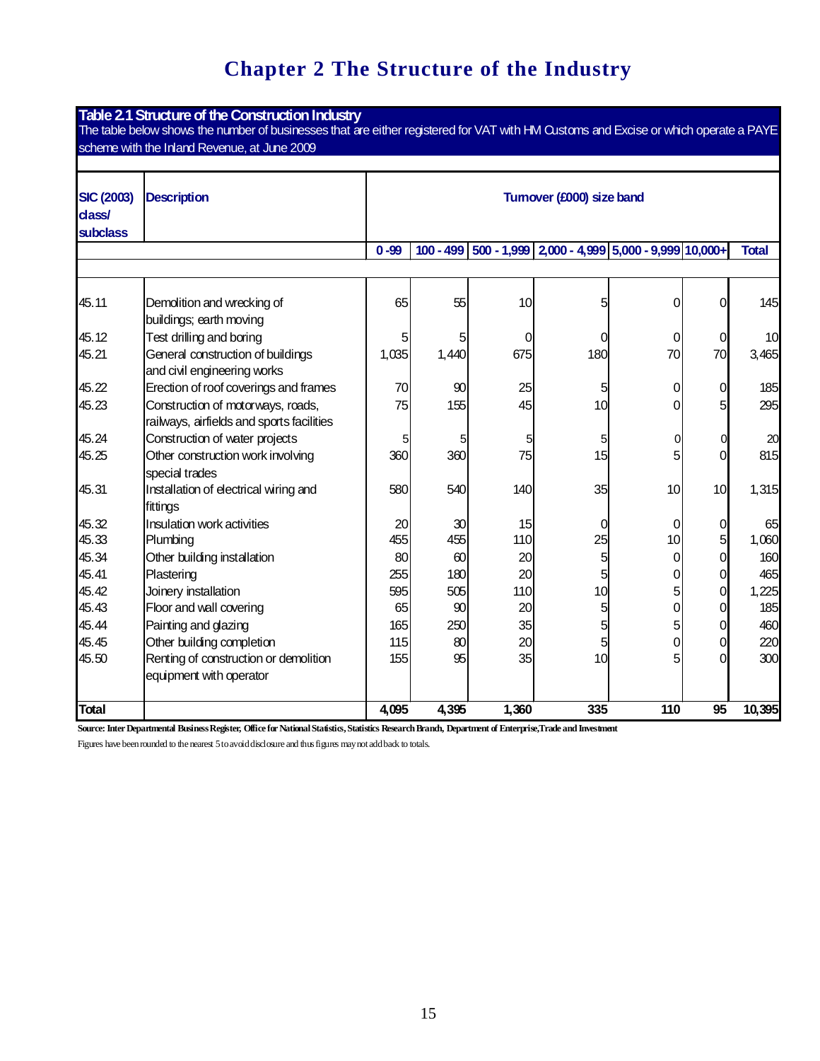# Chapter 2 The Structure of the Industry

**Table 2.1 Structure of the Construction Industry**

The table below shows the number of businesses that are either registered for VAT with HM Customs and Excise or which operate a PAYE scheme with the Inland Revenue, at June 2009

| SIC (2003) class/ subclass | Description | Turnover (£000) size band | | | | | | |
|---|---|---|---|---|---|---|---|---|
| | | 0 -99 | 100 - 499 | 500 - 1,999 | 2,000 - 4,999 | 5,000 - 9,999 | 10,000+ | Total |
| 45.11 | Demolition and wrecking of buildings; earth moving | 65 | 55 | 10 | 5 | 0 | 0 | 145 |
| 45.12 | Test drilling and boring | 5 | 5 | 0 | 0 | 0 | 0 | 10 |
| 45.21 | General construction of buildings and civil engineering works | 1,035 | 1,440 | 675 | 180 | 70 | 70 | 3,465 |
| 45.22 | Erection of roof coverings and frames | 70 | 90 | 25 | 5 | 0 | 0 | 185 |
| 45.23 | Construction of motorways, roads, railways, airfields and sports facilities | 75 | 155 | 45 | 10 | 0 | 5 | 295 |
| 45.24 | Construction of water projects | 5 | 5 | 5 | 5 | 0 | 0 | 20 |
| 45.25 | Other construction work involving special trades | 360 | 360 | 75 | 15 | 5 | 0 | 815 |
| 45.31 | Installation of electrical wiring and fittings | 580 | 540 | 140 | 35 | 10 | 10 | 1,315 |
| 45.32 | Insulation work activities | 20 | 30 | 15 | 0 | 0 | 0 | 65 |
| 45.33 | Plumbing | 455 | 455 | 110 | 25 | 10 | 5 | 1,060 |
| 45.34 | Other building installation | 80 | 60 | 20 | 5 | 0 | 0 | 160 |
| 45.41 | Plastering | 255 | 180 | 20 | 5 | 0 | 0 | 465 |
| 45.42 | Joinery installation | 595 | 505 | 110 | 10 | 5 | 0 | 1,225 |
| 45.43 | Floor and wall covering | 65 | 90 | 20 | 5 | 0 | 0 | 185 |
| 45.44 | Painting and glazing | 165 | 250 | 35 | 5 | 5 | 0 | 460 |
| 45.45 | Other building completion | 115 | 80 | 20 | 5 | 0 | 0 | 220 |
| 45.50 | Renting of construction or demolition equipment with operator | 155 | 95 | 35 | 10 | 5 | 0 | 300 |
| **Total** | | **4,095** | **4,395** | **1,360** | **335** | **110** | **95** | **10,395** |

**Source: Inter Departmental Business Register, Office for National Statistics, Statistics Research Branch, Department of Enterprise,Trade and Investment**

Figures have been rounded to the nearest 5 to avoid disclosure and thus figures may not add back to totals.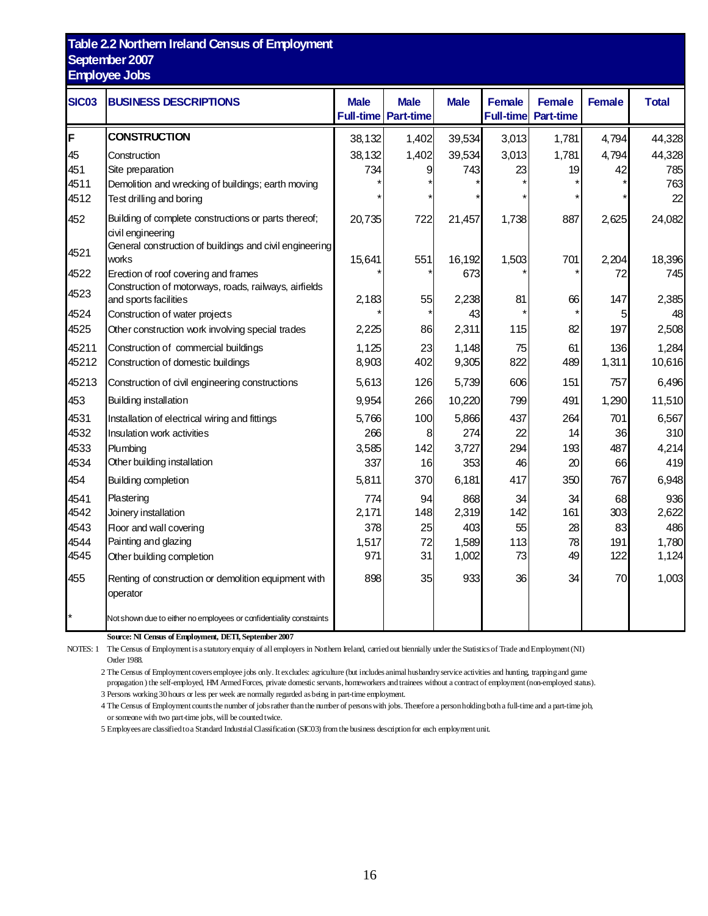## Table 2.2 Northern Ireland Census of Employment
## September 2007
## Employee Jobs

| SIC03 | BUSINESS DESCRIPTIONS | Male Full-time | Male Part-time | Male | Female Full-time | Female Part-time | Female | Total |
|---|---|---|---|---|---|---|---|---|
| **F** | **CONSTRUCTION** | 38,132 | 1,402 | 39,534 | 3,013 | 1,781 | 4,794 | 44,328 |
| 45 | Construction | 38,132 | 1,402 | 39,534 | 3,013 | 1,781 | 4,794 | 44,328 |
| 451 | Site preparation | 734 | 9 | 743 | 23 | 19 | 42 | 785 |
| 4511 | Demolition and wrecking of buildings; earth moving | * | * | * | * | * | * | 763 |
| 4512 | Test drilling and boring | * | * | * | * | * | * | 22 |
| 452 | Building of complete constructions or parts thereof; civil engineering | 20,735 | 722 | 21,457 | 1,738 | 887 | 2,625 | 24,082 |
| 4521 | General construction of buildings and civil engineering works | 15,641 | 551 | 16,192 | 1,503 | 701 | 2,204 | 18,396 |
| 4522 | Erection of roof covering and frames | * | * | 673 | * | * | 72 | 745 |
| 4523 | Construction of motorways, roads, railways, airfields and sports facilities | 2,183 | 55 | 2,238 | 81 | 66 | 147 | 2,385 |
| 4524 | Construction of water projects | * | * | 43 | * | * | 5 | 48 |
| 4525 | Other construction work involving special trades | 2,225 | 86 | 2,311 | 115 | 82 | 197 | 2,508 |
| 45211 | Construction of commercial buildings | 1,125 | 23 | 1,148 | 75 | 61 | 136 | 1,284 |
| 45212 | Construction of domestic buildings | 8,903 | 402 | 9,305 | 822 | 489 | 1,311 | 10,616 |
| 45213 | Construction of civil engineering constructions | 5,613 | 126 | 5,739 | 606 | 151 | 757 | 6,496 |
| 453 | Building installation | 9,954 | 266 | 10,220 | 799 | 491 | 1,290 | 11,510 |
| 4531 | Installation of electrical wiring and fittings | 5,766 | 100 | 5,866 | 437 | 264 | 701 | 6,567 |
| 4532 | Insulation work activities | 266 | 8 | 274 | 22 | 14 | 36 | 310 |
| 4533 | Plumbing | 3,585 | 142 | 3,727 | 294 | 193 | 487 | 4,214 |
| 4534 | Other building installation | 337 | 16 | 353 | 46 | 20 | 66 | 419 |
| 454 | Building completion | 5,811 | 370 | 6,181 | 417 | 350 | 767 | 6,948 |
| 4541 | Plastering | 774 | 94 | 868 | 34 | 34 | 68 | 936 |
| 4542 | Joinery installation | 2,171 | 148 | 2,319 | 142 | 161 | 303 | 2,622 |
| 4543 | Floor and wall covering | 378 | 25 | 403 | 55 | 28 | 83 | 486 |
| 4544 | Painting and glazing | 1,517 | 72 | 1,589 | 113 | 78 | 191 | 1,780 |
| 4545 | Other building completion | 971 | 31 | 1,002 | 73 | 49 | 122 | 1,124 |
| 455 | Renting of construction or demolition equipment with operator | 898 | 35 | 933 | 36 | 34 | 70 | 1,003 |
| * | Not shown due to either no employees or confidentiality constraints | | | | | | | |

**Source: NI Census of Employment, DETI, September 2007**

NOTES: 1 The Census of Employment is a statutory enquiry of all employers in Northern Ireland, carried out biennially under the Statistics of Trade and Employment (NI) Order 1988.

2 The Census of Employment covers employee jobs only. It excludes: agriculture (but includes animal husbandry service activities and hunting, trapping and game propagation ) the self-employed, HM Armed Forces, private domestic servants, homeworkers and trainees without a contract of employment (non-employed status).

3 Persons working 30 hours or less per week are normally regarded as being in part-time employment.

4 The Census of Employment counts the number of jobs rather than the number of persons with jobs. Therefore a person holding both a full-time and a part-time job, or someone with two part-time jobs, will be counted twice.

5 Employees are classified to a Standard Industrial Classification (SIC03) from the business description for each employment unit.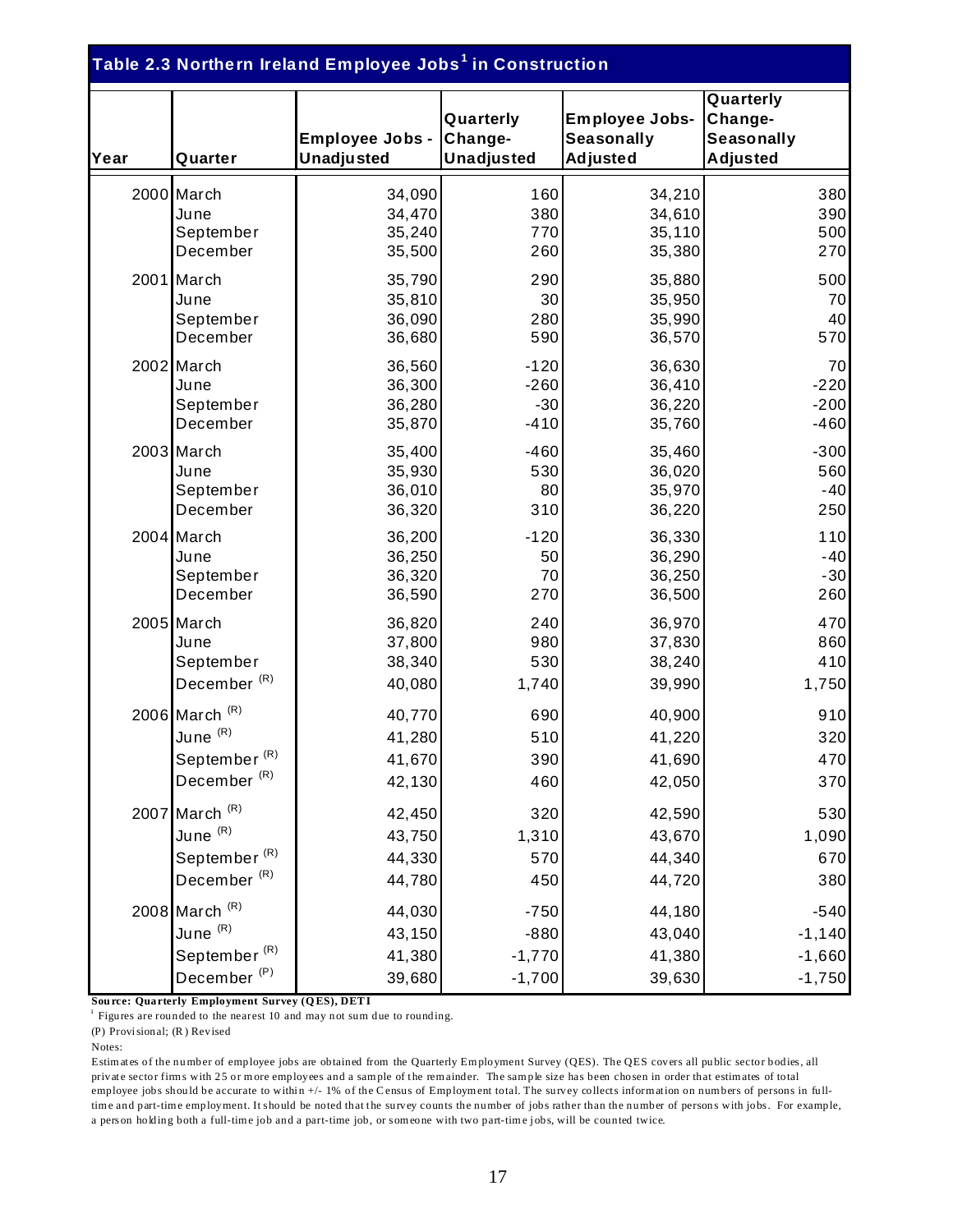## Table 2.3 Northern Ireland Employee Jobs[1] in Construction

| Year | Quarter | Employee Jobs - Unadjusted | Quarterly Change- Unadjusted | Employee Jobs- Seasonally Adjusted | Quarterly Change- Seasonally Adjusted |
|---|---|---|---|---|---|
| 2000 | March | 34,090 | 160 | 34,210 | 380 |
| | June | 34,470 | 380 | 34,610 | 390 |
| | September | 35,240 | 770 | 35,110 | 500 |
| | December | 35,500 | 260 | 35,380 | 270 |
| 2001 | March | 35,790 | 290 | 35,880 | 500 |
| | June | 35,810 | 30 | 35,950 | 70 |
| | September | 36,090 | 280 | 35,990 | 40 |
| | December | 36,680 | 590 | 36,570 | 570 |
| 2002 | March | 36,560 | -120 | 36,630 | 70 |
| | June | 36,300 | -260 | 36,410 | -220 |
| | September | 36,280 | -30 | 36,220 | -200 |
| | December | 35,870 | -410 | 35,760 | -460 |
| 2003 | March | 35,400 | -460 | 35,460 | -300 |
| | June | 35,930 | 530 | 36,020 | 560 |
| | September | 36,010 | 80 | 35,970 | -40 |
| | December | 36,320 | 310 | 36,220 | 250 |
| 2004 | March | 36,200 | -120 | 36,330 | 110 |
| | June | 36,250 | 50 | 36,290 | -40 |
| | September | 36,320 | 70 | 36,250 | -30 |
| | December | 36,590 | 270 | 36,500 | 260 |
| 2005 | March | 36,820 | 240 | 36,970 | 470 |
| | June | 37,800 | 980 | 37,830 | 860 |
| | September | 38,340 | 530 | 38,240 | 410 |
| | December (R) | 40,080 | 1,740 | 39,990 | 1,750 |
| 2006 | March (R) | 40,770 | 690 | 40,900 | 910 |
| | June (R) | 41,280 | 510 | 41,220 | 320 |
| | September (R) | 41,670 | 390 | 41,690 | 470 |
| | December (R) | 42,130 | 460 | 42,050 | 370 |
| 2007 | March (R) | 42,450 | 320 | 42,590 | 530 |
| | June (R) | 43,750 | 1,310 | 43,670 | 1,090 |
| | September (R) | 44,330 | 570 | 44,340 | 670 |
| | December (R) | 44,780 | 450 | 44,720 | 380 |
| 2008 | March (R) | 44,030 | -750 | 44,180 | -540 |
| | June (R) | 43,150 | -880 | 43,040 | -1,140 |
| | September (R) | 41,380 | -1,770 | 41,380 | -1,660 |
| | December (P) | 39,680 | -1,700 | 39,630 | -1,750 |

**Source: Quarterly Employment Survey (QES), DETI**

[1] Figures are rounded to the nearest 10 and may not sum due to rounding.

(P) Provisional; (R) Revised

Notes:

Estimates of the number of employee jobs are obtained from the Quarterly Employment Survey (QES). The QES covers all public sector bodies, all private sector firms with 25 or more employees and a sample of the remainder. The sample size has been chosen in order that estimates of total employee jobs should be accurate to within +/- 1% of the Census of Employment total. The survey collects information on numbers of persons in full-time and part-time employment. It should be noted that the survey counts the number of jobs rather than the number of persons with jobs. For example, a person holding both a full-time job and a part-time job, or someone with two part-time jobs, will be counted twice.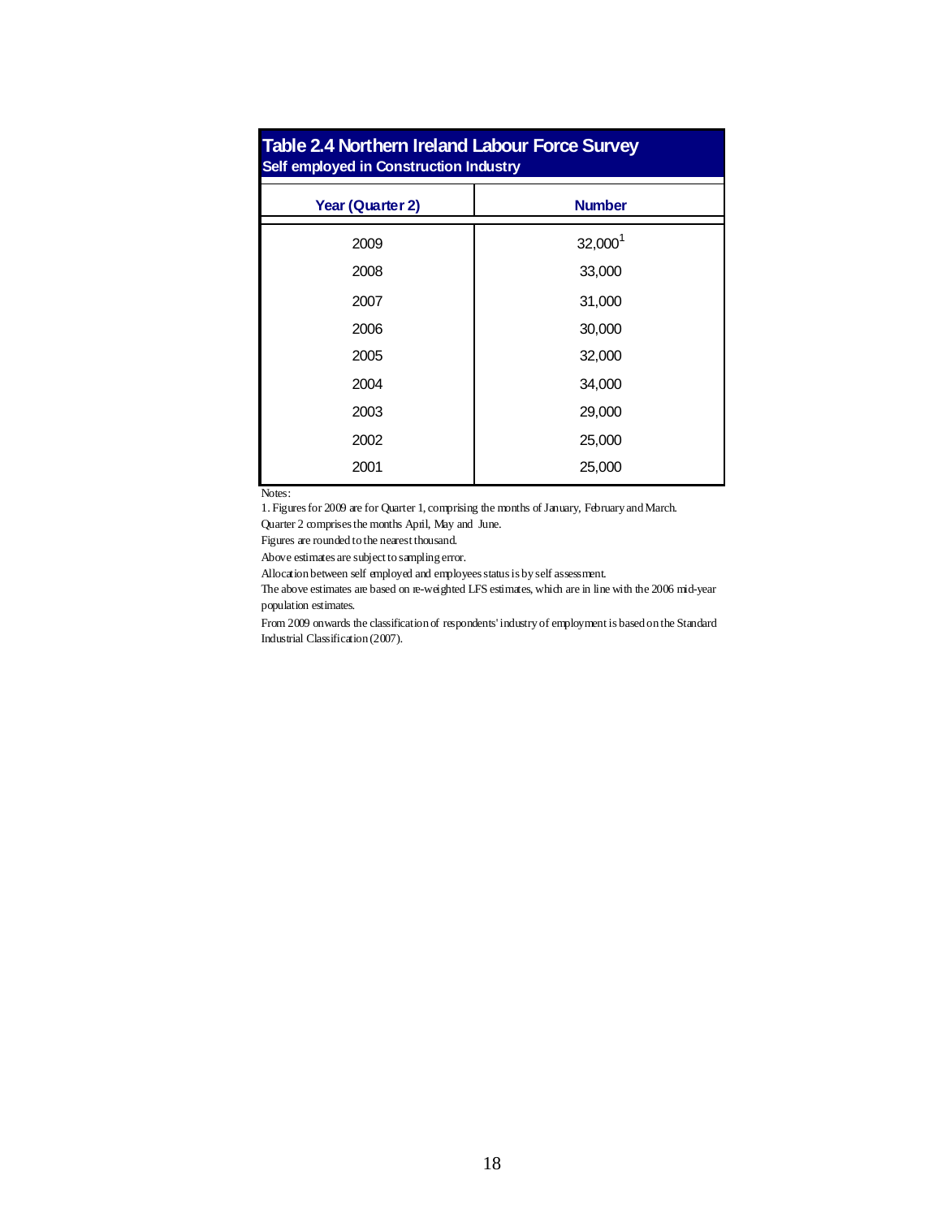## Table 2.4 Northern Ireland Labour Force Survey

### Self employed in Construction Industry

| Year (Quarter 2) | Number |
| --- | --- |
| 2009 | 32,000[1] |
| 2008 | 33,000 |
| 2007 | 31,000 |
| 2006 | 30,000 |
| 2005 | 32,000 |
| 2004 | 34,000 |
| 2003 | 29,000 |
| 2002 | 25,000 |
| 2001 | 25,000 |

Notes:

1. Figures for 2009 are for Quarter 1, comprising the months of January, February and March.

Quarter 2 comprises the months April, May and June.

Figures are rounded to the nearest thousand.

Above estimates are subject to sampling error.

Allocation between self employed and employees status is by self assessment.

The above estimates are based on re-weighted LFS estimates, which are in line with the 2006 mid-year population estimates.

From 2009 onwards the classification of respondents' industry of employment is based on the Standard Industrial Classification (2007).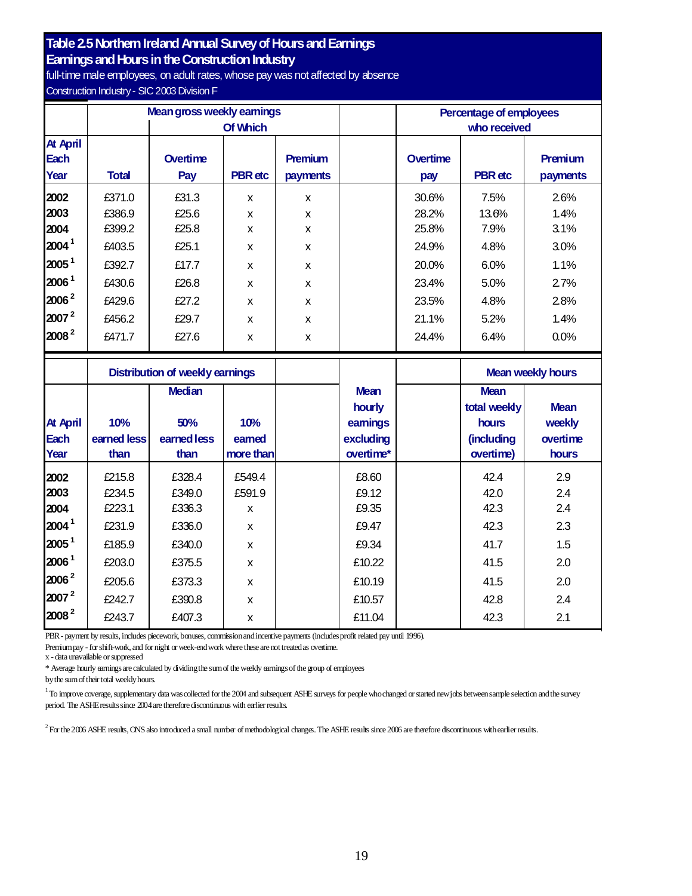## Table 2.5 Northern Ireland Annual Survey of Hours and Earnings
### Earnings and Hours in the Construction Industry

full-time male employees, on adult rates, whose pay was not affected by absence

Construction Industry - SIC 2003 Division F

| | Mean gross weekly earnings | | | | | Percentage of employees who received | | |
|---|---|---|---|---|---|---|---|---|
| | | Of Which | | | | | | |
| At April Each Year | Total | Overtime Pay | PBR etc | Premium payments | | Overtime pay | PBR etc | Premium payments |
| 2002 | £371.0 | £31.3 | x | x | | 30.6% | 7.5% | 2.6% |
| 2003 | £386.9 | £25.6 | x | x | | 28.2% | 13.6% | 1.4% |
| 2004 | £399.2 | £25.8 | x | x | | 25.8% | 7.9% | 3.1% |
| 2004 [1] | £403.5 | £25.1 | x | x | | 24.9% | 4.8% | 3.0% |
| 2005 [1] | £392.7 | £17.7 | x | x | | 20.0% | 6.0% | 1.1% |
| 2006 [1] | £430.6 | £26.8 | x | x | | 23.4% | 5.0% | 2.7% |
| 2006 [2] | £429.6 | £27.2 | x | x | | 23.5% | 4.8% | 2.8% |
| 2007 [2] | £456.2 | £29.7 | x | x | | 21.1% | 5.2% | 1.4% |
| 2008 [2] | £471.7 | £27.6 | x | x | | 24.4% | 6.4% | 0.0% |

| | Distribution of weekly earnings | | | | | | Mean weekly hours | |
|---|---|---|---|---|---|---|---|---|
| At April Each Year | 10% earned less than | Median 50% earned less than | 10% earned more than | | Mean hourly earnings excluding overtime* | | Mean total weekly hours (including overtime) | Mean weekly overtime hours |
| 2002 | £215.8 | £328.4 | £549.4 | | £8.60 | | 42.4 | 2.9 |
| 2003 | £234.5 | £349.0 | £591.9 | | £9.12 | | 42.0 | 2.4 |
| 2004 | £223.1 | £336.3 | x | | £9.35 | | 42.3 | 2.4 |
| 2004 [1] | £231.9 | £336.0 | x | | £9.47 | | 42.3 | 2.3 |
| 2005 [1] | £185.9 | £340.0 | x | | £9.34 | | 41.7 | 1.5 |
| 2006 [1] | £203.0 | £375.5 | x | | £10.22 | | 41.5 | 2.0 |
| 2006 [2] | £205.6 | £373.3 | x | | £10.19 | | 41.5 | 2.0 |
| 2007 [2] | £242.7 | £390.8 | x | | £10.57 | | 42.8 | 2.4 |
| 2008 [2] | £243.7 | £407.3 | x | | £11.04 | | 42.3 | 2.1 |

PBR - payment by results, includes piecework, bonuses, commission and incentive payments (includes profit related pay until 1996).

Premium pay - for shift-work, and for night or week-end work where these are not treated as overtime.

x - data unavailable or suppressed

* Average hourly earnings are calculated by dividing the sum of the weekly earnings of the group of employees by the sum of their total weekly hours.

[1] To improve coverage, supplementary data was collected for the 2004 and subsequent ASHE surveys for people who changed or started new jobs between sample selection and the survey period. The ASHE results since 2004 are therefore discontinuous with earlier results.

[2] For the 2006 ASHE results, ONS also introduced a small number of methodological changes. The ASHE results since 2006 are therefore discontinuous with earlier results.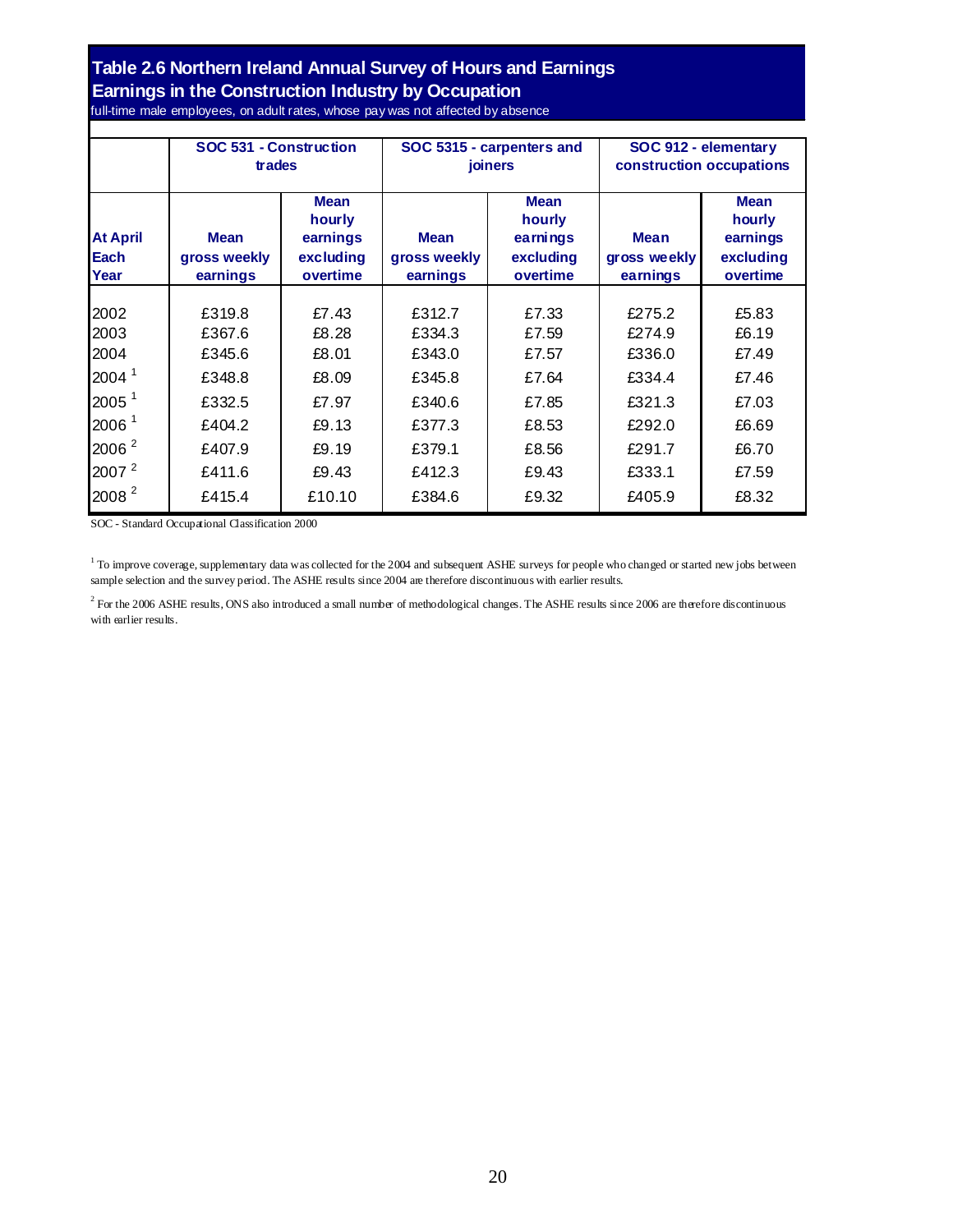## Table 2.6 Northern Ireland Annual Survey of Hours and Earnings
## Earnings in the Construction Industry by Occupation

full-time male employees, on adult rates, whose pay was not affected by absence

| | SOC 531 - Construction trades | | SOC 5315 - carpenters and joiners | | SOC 912 - elementary construction occupations | |
|---|---|---|---|---|---|---|
| **At April Each Year** | **Mean gross weekly earnings** | **Mean hourly earnings excluding overtime** | **Mean gross weekly earnings** | **Mean hourly earnings excluding overtime** | **Mean gross weekly earnings** | **Mean hourly earnings excluding overtime** |
| 2002 | £319.8 | £7.43 | £312.7 | £7.33 | £275.2 | £5.83 |
| 2003 | £367.6 | £8.28 | £334.3 | £7.59 | £274.9 | £6.19 |
| 2004 | £345.6 | £8.01 | £343.0 | £7.57 | £336.0 | £7.49 |
| 2004 [1] | £348.8 | £8.09 | £345.8 | £7.64 | £334.4 | £7.46 |
| 2005 [1] | £332.5 | £7.97 | £340.6 | £7.85 | £321.3 | £7.03 |
| 2006 [1] | £404.2 | £9.13 | £377.3 | £8.53 | £292.0 | £6.69 |
| 2006 [2] | £407.9 | £9.19 | £379.1 | £8.56 | £291.7 | £6.70 |
| 2007 [2] | £411.6 | £9.43 | £412.3 | £9.43 | £333.1 | £7.59 |
| 2008 [2] | £415.4 | £10.10 | £384.6 | £9.32 | £405.9 | £8.32 |

SOC - Standard Occupational Classification 2000

[1] To improve coverage, supplementary data was collected for the 2004 and subsequent ASHE surveys for people who changed or started new jobs between sample selection and the survey period. The ASHE results since 2004 are therefore discontinuous with earlier results.

[2] For the 2006 ASHE results, ONS also introduced a small number of methodological changes. The ASHE results since 2006 are therefore discontinuous with earlier results.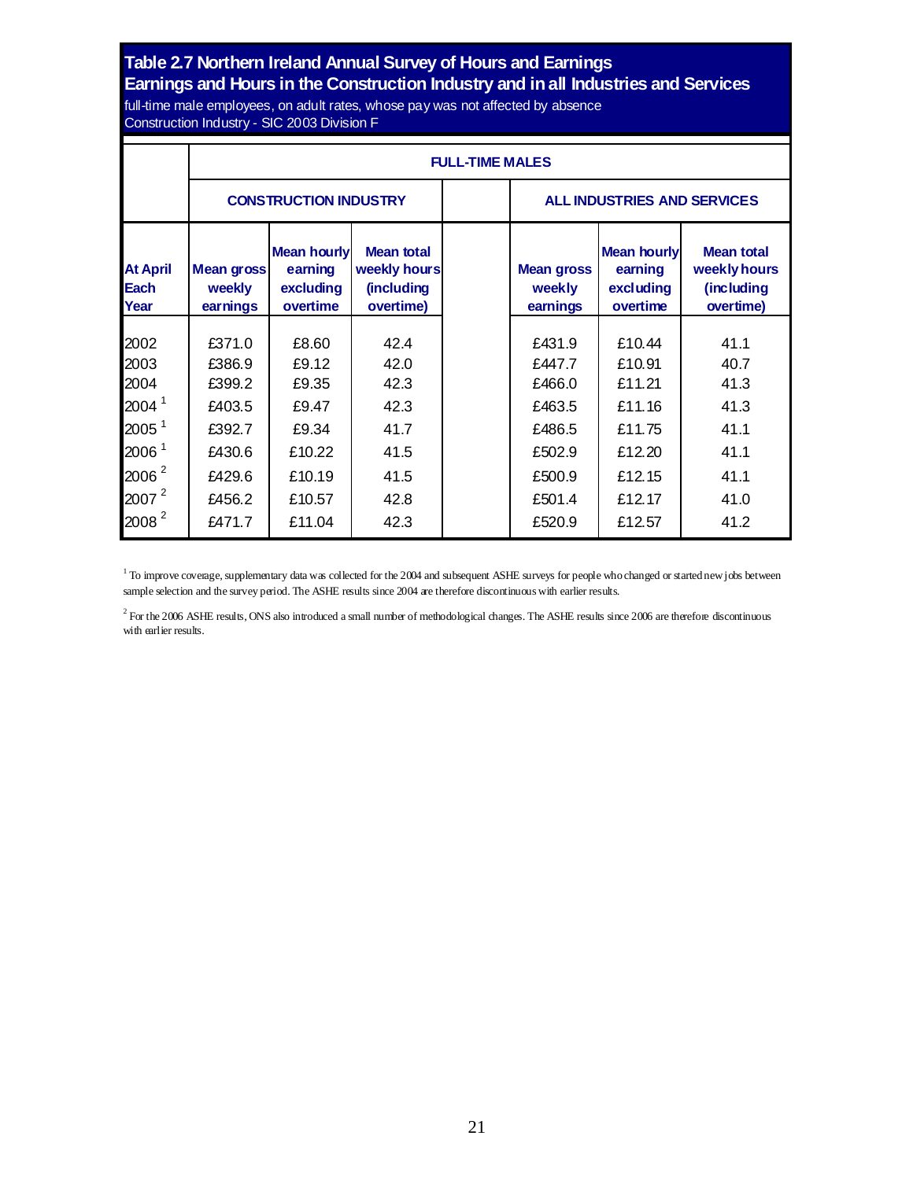## Table 2.7 Northern Ireland Annual Survey of Hours and Earnings

### Earnings and Hours in the Construction Industry and in all Industries and Services

full-time male employees, on adult rates, whose pay was not affected by absence
Construction Industry - SIC 2003 Division F

| | FULL-TIME MALES | | | | | | |
|---|---|---|---|---|---|---|---|
| | CONSTRUCTION INDUSTRY | | | | ALL INDUSTRIES AND SERVICES | | |
| At April Each Year | Mean gross weekly earnings | Mean hourly earning excluding overtime | Mean total weekly hours (including overtime) | | Mean gross weekly earnings | Mean hourly earning excluding overtime | Mean total weekly hours (including overtime) |
| 2002 | £371.0 | £8.60 | 42.4 | | £431.9 | £10.44 | 41.1 |
| 2003 | £386.9 | £9.12 | 42.0 | | £447.7 | £10.91 | 40.7 |
| 2004 | £399.2 | £9.35 | 42.3 | | £466.0 | £11.21 | 41.3 |
| 2004 [1] | £403.5 | £9.47 | 42.3 | | £463.5 | £11.16 | 41.3 |
| 2005 [1] | £392.7 | £9.34 | 41.7 | | £486.5 | £11.75 | 41.1 |
| 2006 [1] | £430.6 | £10.22 | 41.5 | | £502.9 | £12.20 | 41.1 |
| 2006 [2] | £429.6 | £10.19 | 41.5 | | £500.9 | £12.15 | 41.1 |
| 2007 [2] | £456.2 | £10.57 | 42.8 | | £501.4 | £12.17 | 41.0 |
| 2008 [2] | £471.7 | £11.04 | 42.3 | | £520.9 | £12.57 | 41.2 |

[1] To improve coverage, supplementary data was collected for the 2004 and subsequent ASHE surveys for people who changed or started new jobs between sample selection and the survey period. The ASHE results since 2004 are therefore discontinuous with earlier results.

[2] For the 2006 ASHE results, ONS also introduced a small number of methodological changes. The ASHE results since 2006 are therefore discontinuous with earlier results.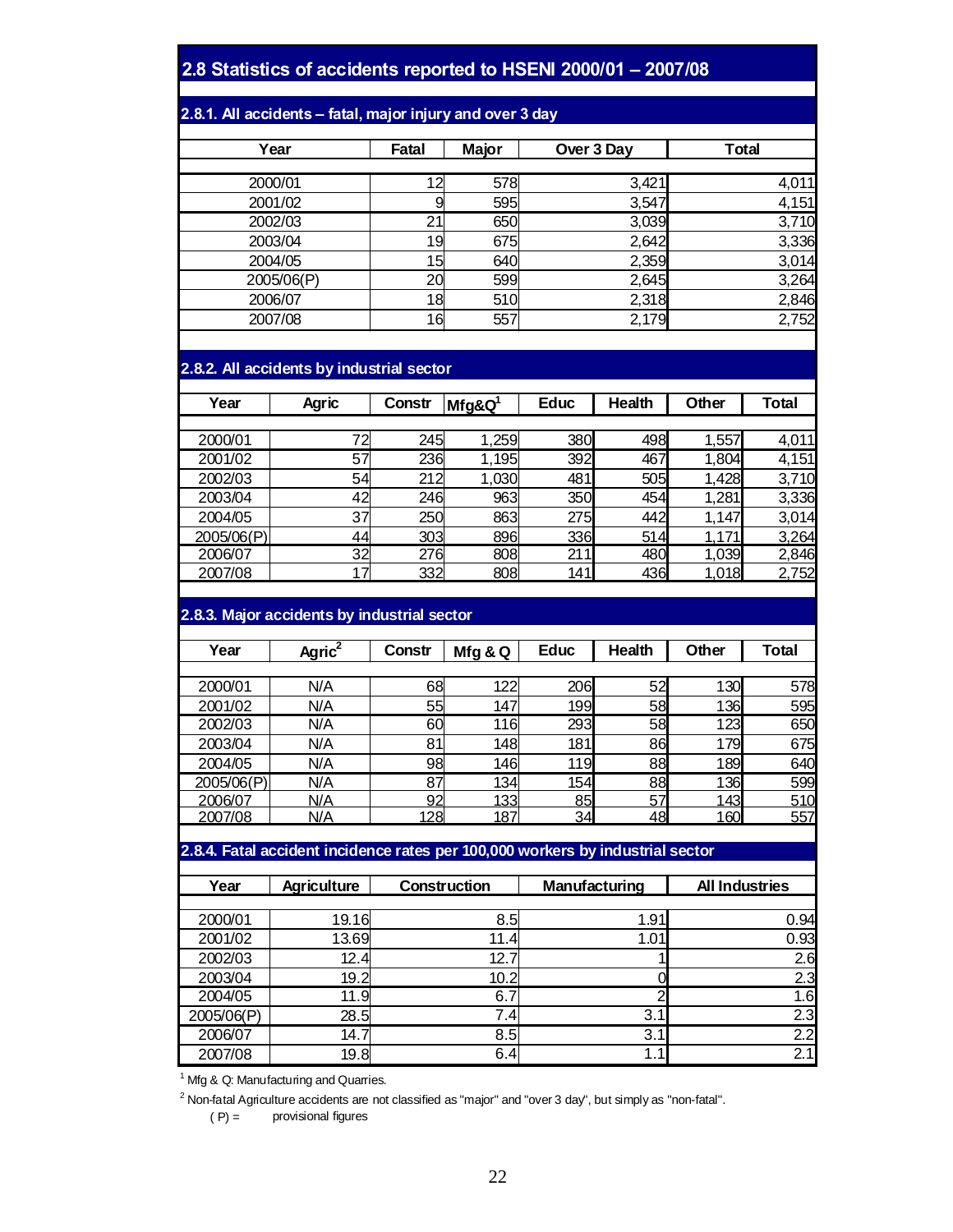## 2.8 Statistics of accidents reported to HSENI 2000/01 – 2007/08

### 2.8.1. All accidents – fatal, major injury and over 3 day

| Year | Fatal | Major | Over 3 Day | Total |
|---|---|---|---|---|
| 2000/01 | 12 | 578 | 3,421 | 4,011 |
| 2001/02 | 9 | 595 | 3,547 | 4,151 |
| 2002/03 | 21 | 650 | 3,039 | 3,710 |
| 2003/04 | 19 | 675 | 2,642 | 3,336 |
| 2004/05 | 15 | 640 | 2,359 | 3,014 |
| 2005/06(P) | 20 | 599 | 2,645 | 3,264 |
| 2006/07 | 18 | 510 | 2,318 | 2,846 |
| 2007/08 | 16 | 557 | 2,179 | 2,752 |

### 2.8.2. All accidents by industrial sector

| Year | Agric | Constr | Mfg&Q[1] | Educ | Health | Other | Total |
|---|---|---|---|---|---|---|---|
| 2000/01 | 72 | 245 | 1,259 | 380 | 498 | 1,557 | 4,011 |
| 2001/02 | 57 | 236 | 1,195 | 392 | 467 | 1,804 | 4,151 |
| 2002/03 | 54 | 212 | 1,030 | 481 | 505 | 1,428 | 3,710 |
| 2003/04 | 42 | 246 | 963 | 350 | 454 | 1,281 | 3,336 |
| 2004/05 | 37 | 250 | 863 | 275 | 442 | 1,147 | 3,014 |
| 2005/06(P) | 44 | 303 | 896 | 336 | 514 | 1,171 | 3,264 |
| 2006/07 | 32 | 276 | 808 | 211 | 480 | 1,039 | 2,846 |
| 2007/08 | 17 | 332 | 808 | 141 | 436 | 1,018 | 2,752 |

### 2.8.3. Major accidents by industrial sector

| Year | Agric[2] | Constr | Mfg & Q | Educ | Health | Other | Total |
|---|---|---|---|---|---|---|---|
| 2000/01 | N/A | 68 | 122 | 206 | 52 | 130 | 578 |
| 2001/02 | N/A | 55 | 147 | 199 | 58 | 136 | 595 |
| 2002/03 | N/A | 60 | 116 | 293 | 58 | 123 | 650 |
| 2003/04 | N/A | 81 | 148 | 181 | 86 | 179 | 675 |
| 2004/05 | N/A | 98 | 146 | 119 | 88 | 189 | 640 |
| 2005/06(P) | N/A | 87 | 134 | 154 | 88 | 136 | 599 |
| 2006/07 | N/A | 92 | 133 | 85 | 57 | 143 | 510 |
| 2007/08 | N/A | 128 | 187 | 34 | 48 | 160 | 557 |

### 2.8.4. Fatal accident incidence rates per 100,000 workers by industrial sector

| Year | Agriculture | Construction | Manufacturing | All Industries |
|---|---|---|---|---|
| 2000/01 | 19.16 | 8.5 | 1.91 | 0.94 |
| 2001/02 | 13.69 | 11.4 | 1.01 | 0.93 |
| 2002/03 | 12.4 | 12.7 | 1 | 2.6 |
| 2003/04 | 19.2 | 10.2 | 0 | 2.3 |
| 2004/05 | 11.9 | 6.7 | 2 | 1.6 |
| 2005/06(P) | 28.5 | 7.4 | 3.1 | 2.3 |
| 2006/07 | 14.7 | 8.5 | 3.1 | 2.2 |
| 2007/08 | 19.8 | 6.4 | 1.1 | 2.1 |

[1] Mfg & Q: Manufacturing and Quarries.

[2] Non-fatal Agriculture accidents are not classified as "major" and "over 3 day", but simply as "non-fatal".

( P) = provisional figures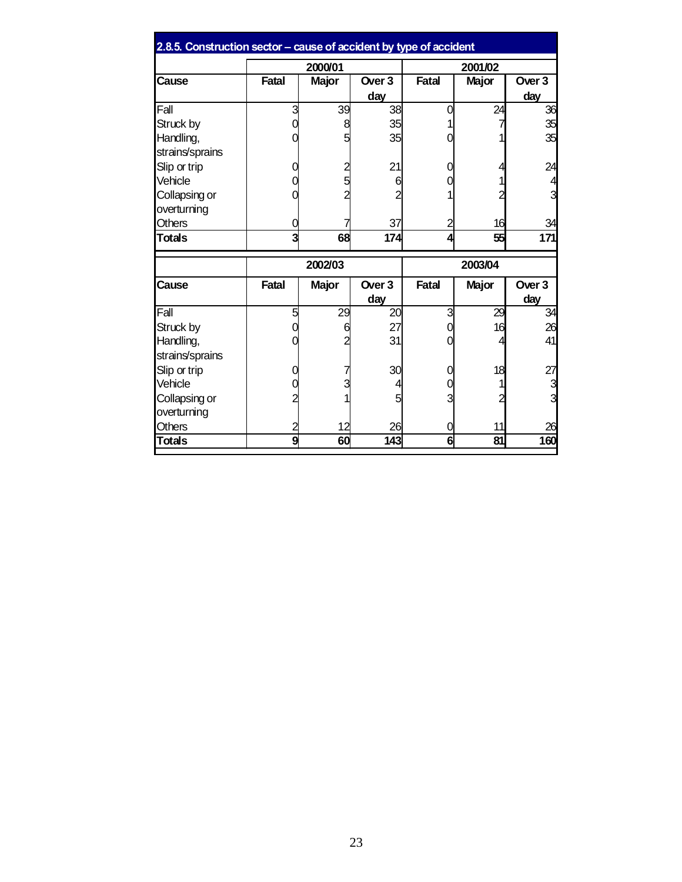## 2.8.5. Construction sector – cause of accident by type of accident

| Cause | 2000/01 | | | 2001/02 | | |
|---|---|---|---|---|---|---|
| | Fatal | Major | Over 3 day | Fatal | Major | Over 3 day |
| Fall | 3 | 39 | 38 | 0 | 24 | 36 |
| Struck by | 0 | 8 | 35 | 1 | 7 | 35 |
| Handling, strains/sprains | 0 | 5 | 35 | 0 | 1 | 35 |
| Slip or trip | 0 | 2 | 21 | 0 | 4 | 24 |
| Vehicle | 0 | 5 | 6 | 0 | 1 | 4 |
| Collapsing or overturning | 0 | 2 | 2 | 1 | 2 | 3 |
| Others | 0 | 7 | 37 | 2 | 16 | 34 |
| **Totals** | **3** | **68** | **174** | **4** | **55** | **171** |

| Cause | 2002/03 | | | 2003/04 | | |
|---|---|---|---|---|---|---|
| | Fatal | Major | Over 3 day | Fatal | Major | Over 3 day |
| Fall | 5 | 29 | 20 | 3 | 29 | 34 |
| Struck by | 0 | 6 | 27 | 0 | 16 | 26 |
| Handling, strains/sprains | 0 | 2 | 31 | 0 | 4 | 41 |
| Slip or trip | 0 | 7 | 30 | 0 | 18 | 27 |
| Vehicle | 0 | 3 | 4 | 0 | 1 | 3 |
| Collapsing or overturning | 2 | 1 | 5 | 3 | 2 | 3 |
| Others | 2 | 12 | 26 | 0 | 11 | 26 |
| **Totals** | **9** | **60** | **143** | **6** | **81** | **160** |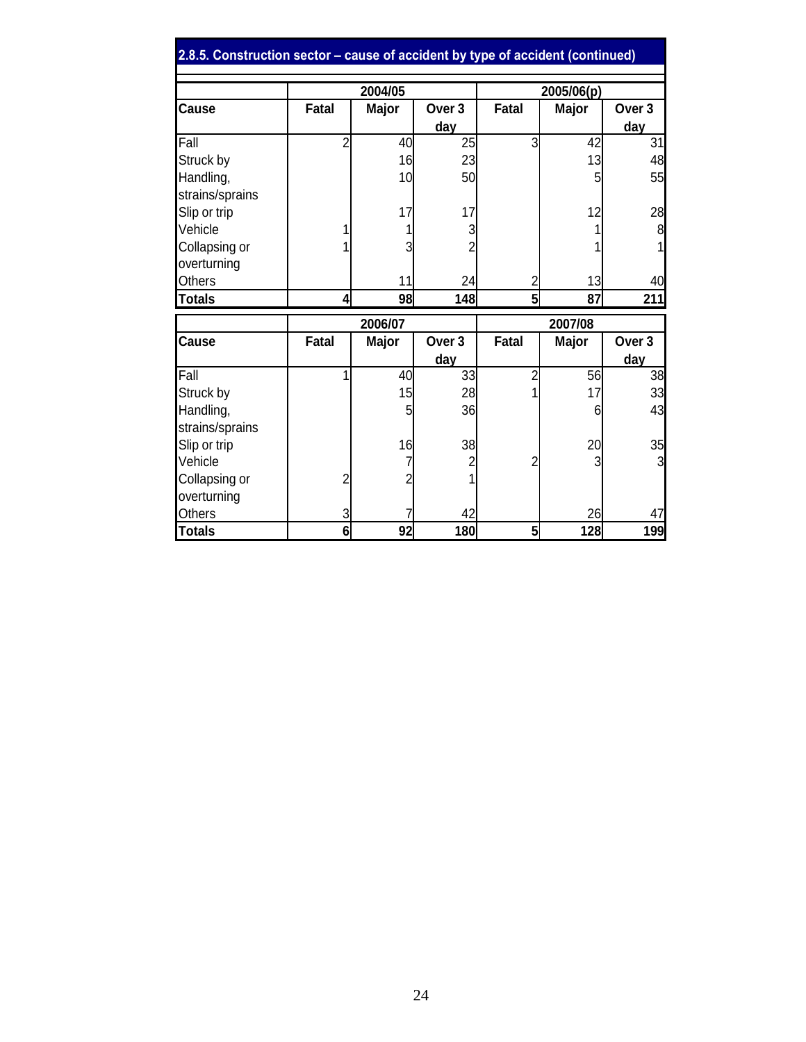## 2.8.5. Construction sector – cause of accident by type of accident (continued)

| | 2004/05 | | | 2005/06(p) | | |
|---|---|---|---|---|---|---|
| **Cause** | **Fatal** | **Major** | **Over 3 day** | **Fatal** | **Major** | **Over 3 day** |
| Fall | 2 | 40 | 25 | 3 | 42 | 31 |
| Struck by | | 16 | 23 | | 13 | 48 |
| Handling, strains/sprains | | 10 | 50 | | 5 | 55 |
| Slip or trip | | 17 | 17 | | 12 | 28 |
| Vehicle | 1 | 1 | 3 | | 1 | 8 |
| Collapsing or overturning | 1 | 3 | 2 | | 1 | 1 |
| Others | | 11 | 24 | 2 | 13 | 40 |
| **Totals** | **4** | **98** | **148** | **5** | **87** | **211** |

| | 2006/07 | | | 2007/08 | | |
|---|---|---|---|---|---|---|
| **Cause** | **Fatal** | **Major** | **Over 3 day** | **Fatal** | **Major** | **Over 3 day** |
| Fall | 1 | 40 | 33 | 2 | 56 | 38 |
| Struck by | | 15 | 28 | 1 | 17 | 33 |
| Handling, strains/sprains | | 5 | 36 | | 6 | 43 |
| Slip or trip | | 16 | 38 | | 20 | 35 |
| Vehicle | | 7 | 2 | 2 | 3 | 3 |
| Collapsing or overturning | 2 | 2 | 1 | | | |
| Others | 3 | 7 | 42 | | 26 | 47 |
| **Totals** | **6** | **92** | **180** | **5** | **128** | **199** |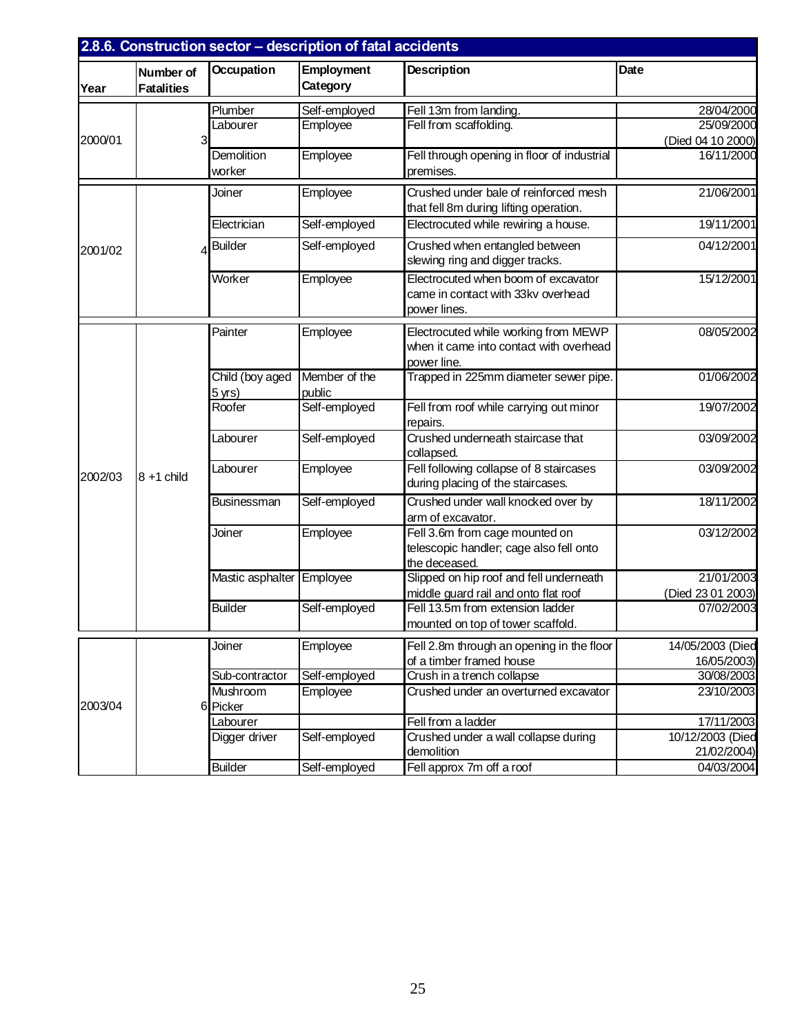## 2.8.6. Construction sector – description of fatal accidents

| Year | Number of Fatalities | Occupation | Employment Category | Description | Date |
|---|---|---|---|---|---|
| 2000/01 | 3 | Plumber | Self-employed | Fell 13m from landing. | 28/04/2000 |
| | | Labourer | Employee | Fell from scaffolding. | 25/09/2000 (Died 04 10 2000) |
| | | Demolition worker | Employee | Fell through opening in floor of industrial premises. | 16/11/2000 |
| 2001/02 | 4 | Joiner | Employee | Crushed under bale of reinforced mesh that fell 8m during lifting operation. | 21/06/2001 |
| | | Electrician | Self-employed | Electrocuted while rewiring a house. | 19/11/2001 |
| | | Builder | Self-employed | Crushed when entangled between slewing ring and digger tracks. | 04/12/2001 |
| | | Worker | Employee | Electrocuted when boom of excavator came in contact with 33kv overhead power lines. | 15/12/2001 |
| 2002/03 | 8 +1 child | Painter | Employee | Electrocuted while working from MEWP when it came into contact with overhead power line. | 08/05/2002 |
| | | Child (boy aged 5 yrs) | Member of the public | Trapped in 225mm diameter sewer pipe. | 01/06/2002 |
| | | Roofer | Self-employed | Fell from roof while carrying out minor repairs. | 19/07/2002 |
| | | Labourer | Self-employed | Crushed underneath staircase that collapsed. | 03/09/2002 |
| | | Labourer | Employee | Fell following collapse of 8 staircases during placing of the staircases. | 03/09/2002 |
| | | Businessman | Self-employed | Crushed under wall knocked over by arm of excavator. | 18/11/2002 |
| | | Joiner | Employee | Fell 3.6m from cage mounted on telescopic handler; cage also fell onto the deceased. | 03/12/2002 |
| | | Mastic asphalter | Employee | Slipped on hip roof and fell underneath middle guard rail and onto flat roof | 21/01/2003 (Died 23 01 2003) |
| | | Builder | Self-employed | Fell 13.5m from extension ladder mounted on top of tower scaffold. | 07/02/2003 |
| 2003/04 | 6 | Joiner | Employee | Fell 2.8m through an opening in the floor of a timber framed house | 14/05/2003 (Died 16/05/2003) |
| | | Sub-contractor | Self-employed | Crush in a trench collapse | 30/08/2003 |
| | | Mushroom Picker | Employee | Crushed under an overturned excavator | 23/10/2003 |
| | | Labourer | | Fell from a ladder | 17/11/2003 |
| | | Digger driver | Self-employed | Crushed under a wall collapse during demolition | 10/12/2003 (Died 21/02/2004) |
| | | Builder | Self-employed | Fell approx 7m off a roof | 04/03/2004 |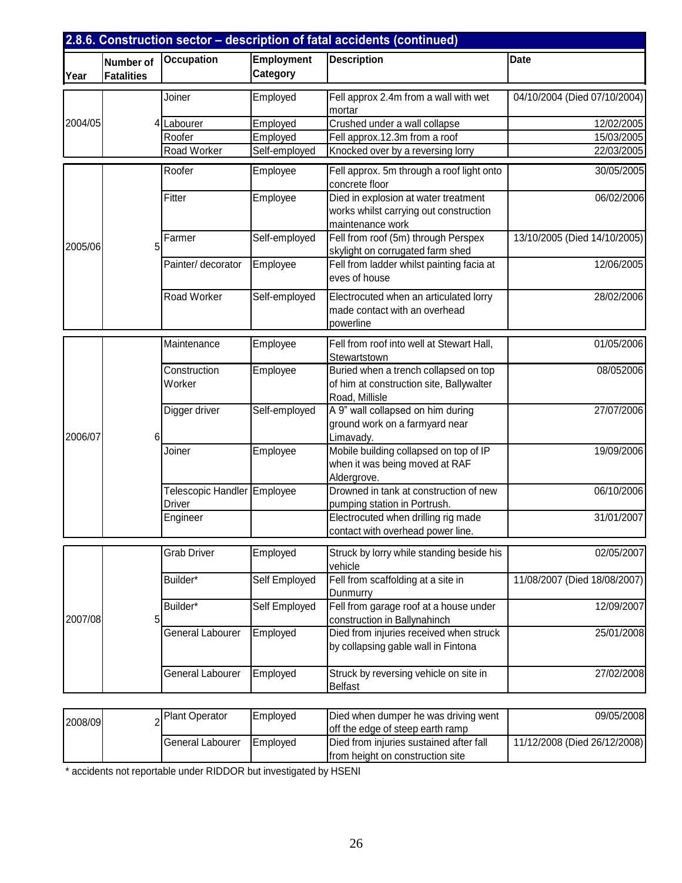## 2.8.6. Construction sector – description of fatal accidents (continued)

| Year | Number of Fatalities | Occupation | Employment Category | Description | Date |
|---|---|---|---|---|---|
| 2004/05 | 4 | Joiner | Employed | Fell approx 2.4m from a wall with wet mortar | 04/10/2004 (Died 07/10/2004) |
| | | Labourer | Employed | Crushed under a wall collapse | 12/02/2005 |
| | | Roofer | Employed | Fell approx.12.3m from a roof | 15/03/2005 |
| | | Road Worker | Self-employed | Knocked over by a reversing lorry | 22/03/2005 |
| 2005/06 | 5 | Roofer | Employee | Fell approx. 5m through a roof light onto concrete floor | 30/05/2005 |
| | | Fitter | Employee | Died in explosion at water treatment works whilst carrying out construction maintenance work | 06/02/2006 |
| | | Farmer | Self-employed | Fell from roof (5m) through Perspex skylight on corrugated farm shed | 13/10/2005 (Died 14/10/2005) |
| | | Painter/ decorator | Employee | Fell from ladder whilst painting facia at eves of house | 12/06/2005 |
| | | Road Worker | Self-employed | Electrocuted when an articulated lorry made contact with an overhead powerline | 28/02/2006 |
| 2006/07 | 6 | Maintenance | Employee | Fell from roof into well at Stewart Hall, Stewartstown | 01/05/2006 |
| | | Construction Worker | Employee | Buried when a trench collapsed on top of him at construction site, Ballywalter Road, Millisle | 08/052006 |
| | | Digger driver | Self-employed | A 9" wall collapsed on him during ground work on a farmyard near Limavady. | 27/07/2006 |
| | | Joiner | Employee | Mobile building collapsed on top of IP when it was being moved at RAF Aldergrove. | 19/09/2006 |
| | | Telescopic Handler Driver | Employee | Drowned in tank at construction of new pumping station in Portrush. | 06/10/2006 |
| | | Engineer | | Electrocuted when drilling rig made contact with overhead power line. | 31/01/2007 |
| 2007/08 | 5 | Grab Driver | Employed | Struck by lorry while standing beside his vehicle | 02/05/2007 |
| | | Builder* | Self Employed | Fell from scaffolding at a site in Dunmurry | 11/08/2007 (Died 18/08/2007) |
| | | Builder* | Self Employed | Fell from garage roof at a house under construction in Ballynahinch | 12/09/2007 |
| | | General Labourer | Employed | Died from injuries received when struck by collapsing gable wall in Fintona | 25/01/2008 |
| | | General Labourer | Employed | Struck by reversing vehicle on site in Belfast | 27/02/2008 |
| 2008/09 | 2 | Plant Operator | Employed | Died when dumper he was driving went off the edge of steep earth ramp | 09/05/2008 |
| | | General Labourer | Employed | Died from injuries sustained after fall from height on construction site | 11/12/2008 (Died 26/12/2008) |

* accidents not reportable under RIDDOR but investigated by HSENI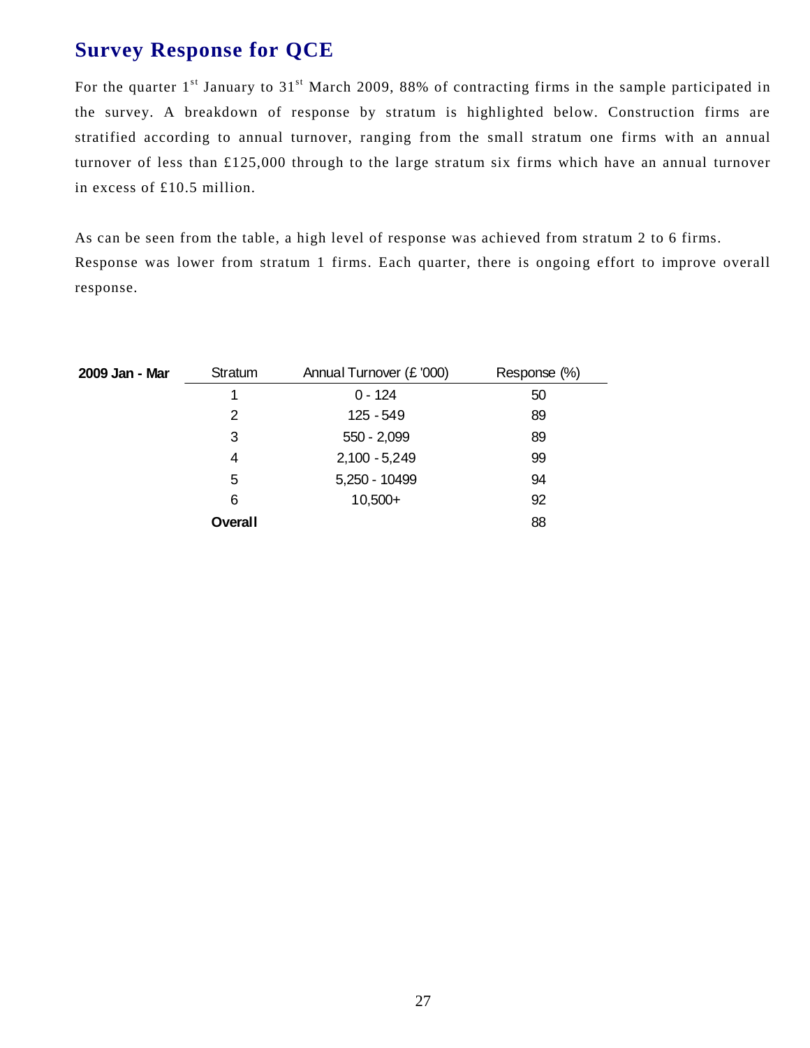## Survey Response for QCE

For the quarter 1st January to 31st March 2009, 88% of contracting firms in the sample participated in the survey. A breakdown of response by stratum is highlighted below. Construction firms are stratified according to annual turnover, ranging from the small stratum one firms with an annual turnover of less than £125,000 through to the large stratum six firms which have an annual turnover in excess of £10.5 million.

As can be seen from the table, a high level of response was achieved from stratum 2 to 6 firms. Response was lower from stratum 1 firms. Each quarter, there is ongoing effort to improve overall response.

| **2009 Jan - Mar** | Stratum | Annual Turnover (£ '000) | Response (%) |
|---|---|---|---|
| | 1 | 0 - 124 | 50 |
| | 2 | 125 - 549 | 89 |
| | 3 | 550 - 2,099 | 89 |
| | 4 | 2,100 - 5,249 | 99 |
| | 5 | 5,250 - 10499 | 94 |
| | 6 | 10,500+ | 92 |
| | **Overall** | | 88 |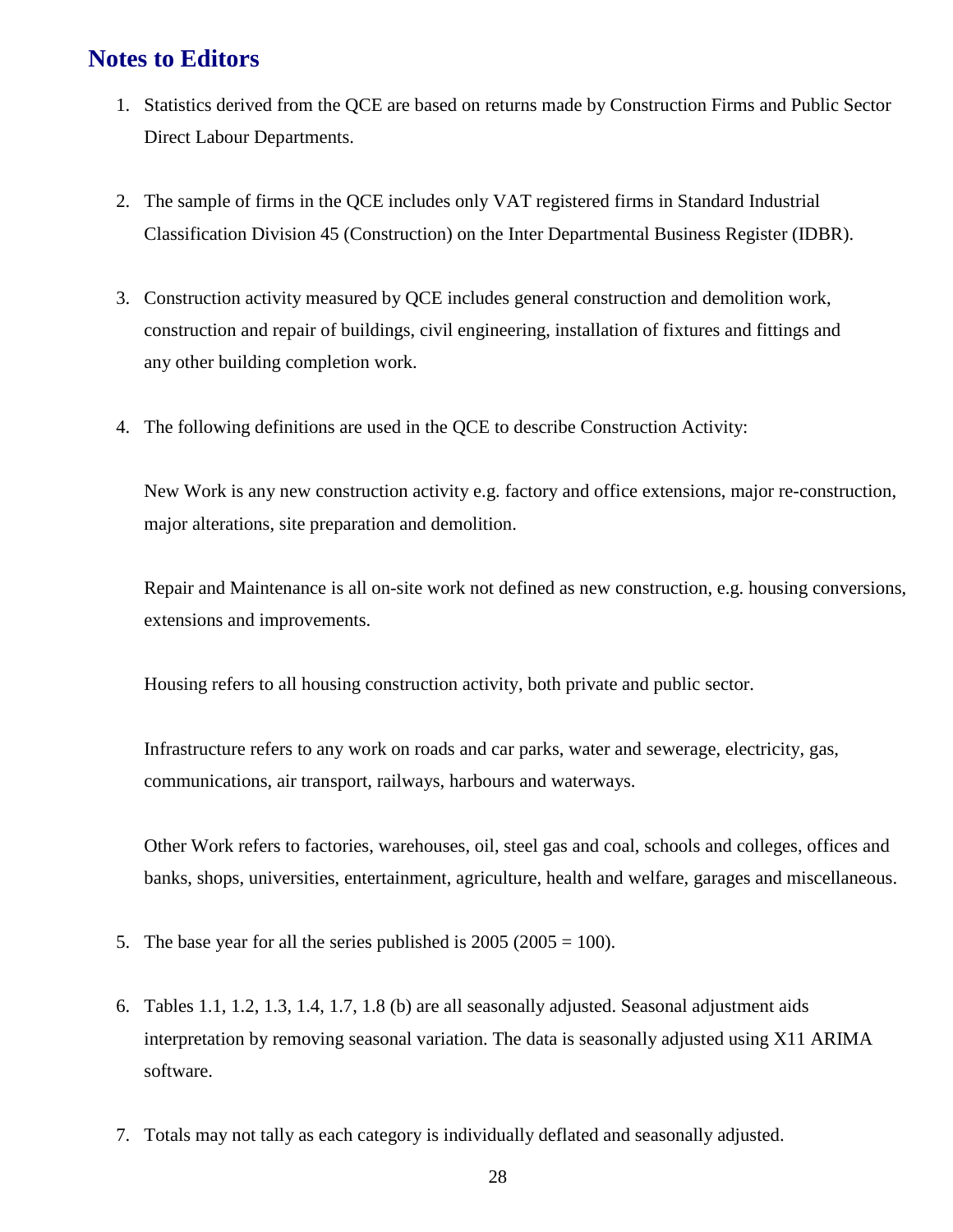## Notes to Editors

1. Statistics derived from the QCE are based on returns made by Construction Firms and Public Sector Direct Labour Departments.

2. The sample of firms in the QCE includes only VAT registered firms in Standard Industrial Classification Division 45 (Construction) on the Inter Departmental Business Register (IDBR).

3. Construction activity measured by QCE includes general construction and demolition work, construction and repair of buildings, civil engineering, installation of fixtures and fittings and any other building completion work.

4. The following definitions are used in the QCE to describe Construction Activity:

   New Work is any new construction activity e.g. factory and office extensions, major re-construction, major alterations, site preparation and demolition.

   Repair and Maintenance is all on-site work not defined as new construction, e.g. housing conversions, extensions and improvements.

   Housing refers to all housing construction activity, both private and public sector.

   Infrastructure refers to any work on roads and car parks, water and sewerage, electricity, gas, communications, air transport, railways, harbours and waterways.

   Other Work refers to factories, warehouses, oil, steel gas and coal, schools and colleges, offices and banks, shops, universities, entertainment, agriculture, health and welfare, garages and miscellaneous.

5. The base year for all the series published is 2005 (2005 = 100).

6. Tables 1.1, 1.2, 1.3, 1.4, 1.7, 1.8 (b) are all seasonally adjusted. Seasonal adjustment aids interpretation by removing seasonal variation. The data is seasonally adjusted using X11 ARIMA software.

7. Totals may not tally as each category is individually deflated and seasonally adjusted.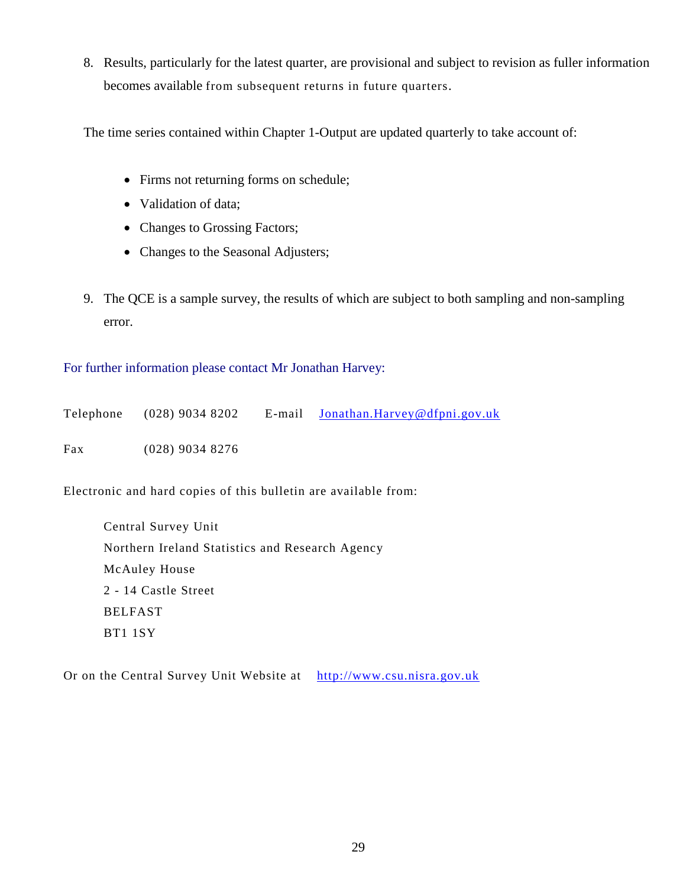8. Results, particularly for the latest quarter, are provisional and subject to revision as fuller information becomes available from subsequent returns in future quarters.

The time series contained within Chapter 1-Output are updated quarterly to take account of:

- Firms not returning forms on schedule;
- Validation of data;
- Changes to Grossing Factors;
- Changes to the Seasonal Adjusters;

9. The QCE is a sample survey, the results of which are subject to both sampling and non-sampling error.

For further information please contact Mr Jonathan Harvey:

Telephone (028) 9034 8202 E-mail Jonathan.Harvey@dfpni.gov.uk

Fax (028) 9034 8276

Electronic and hard copies of this bulletin are available from:

Central Survey Unit
Northern Ireland Statistics and Research Agency
McAuley House
2 - 14 Castle Street
BELFAST
BT1 1SY

Or on the Central Survey Unit Website at http://www.csu.nisra.gov.uk